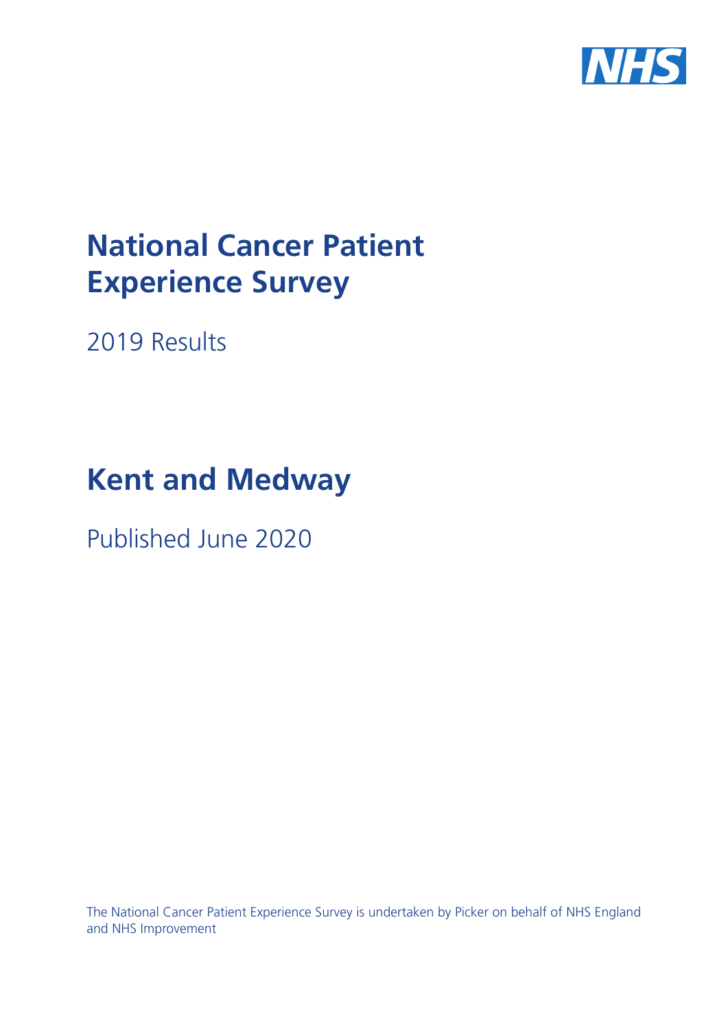NHS

# National Cancer Patient Experience Survey

2019 Results

# Kent and Medway

Published June 2020

The National Cancer Patient Experience Survey is undertaken by Picker on behalf of NHS England and NHS Improvement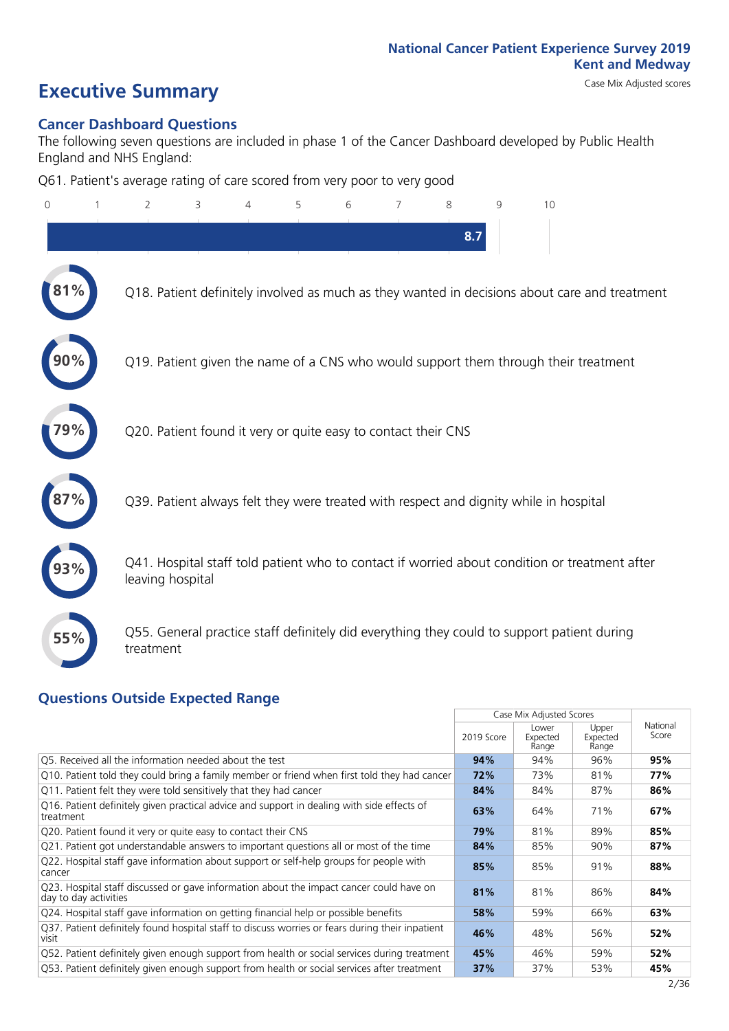National Cancer Patient Experience Survey 2019
Kent and Medway
Case Mix Adjusted scores

# Executive Summary

## Cancer Dashboard Questions

The following seven questions are included in phase 1 of the Cancer Dashboard developed by Public Health England and NHS England:

Q61. Patient's average rating of care scored from very poor to very good

8.7

- **81%** Q18. Patient definitely involved as much as they wanted in decisions about care and treatment
- **90%** Q19. Patient given the name of a CNS who would support them through their treatment
- **79%** Q20. Patient found it very or quite easy to contact their CNS
- **87%** Q39. Patient always felt they were treated with respect and dignity while in hospital
- **93%** Q41. Hospital staff told patient who to contact if worried about condition or treatment after leaving hospital
- **55%** Q55. General practice staff definitely did everything they could to support patient during treatment

## Questions Outside Expected Range

| | Case Mix Adjusted Scores | | | |
|---|---|---|---|---|
| | 2019 Score | Lower Expected Range | Upper Expected Range | National Score |
| Q5. Received all the information needed about the test | **94%** | 94% | 96% | **95%** |
| Q10. Patient told they could bring a family member or friend when first told they had cancer | **72%** | 73% | 81% | **77%** |
| Q11. Patient felt they were told sensitively that they had cancer | **84%** | 84% | 87% | **86%** |
| Q16. Patient definitely given practical advice and support in dealing with side effects of treatment | **63%** | 64% | 71% | **67%** |
| Q20. Patient found it very or quite easy to contact their CNS | **79%** | 81% | 89% | **85%** |
| Q21. Patient got understandable answers to important questions all or most of the time | **84%** | 85% | 90% | **87%** |
| Q22. Hospital staff gave information about support or self-help groups for people with cancer | **85%** | 85% | 91% | **88%** |
| Q23. Hospital staff discussed or gave information about the impact cancer could have on day to day activities | **81%** | 81% | 86% | **84%** |
| Q24. Hospital staff gave information on getting financial help or possible benefits | **58%** | 59% | 66% | **63%** |
| Q37. Patient definitely found hospital staff to discuss worries or fears during their inpatient visit | **46%** | 48% | 56% | **52%** |
| Q52. Patient definitely given enough support from health or social services during treatment | **45%** | 46% | 59% | **52%** |
| Q53. Patient definitely given enough support from health or social services after treatment | **37%** | 37% | 53% | **45%** |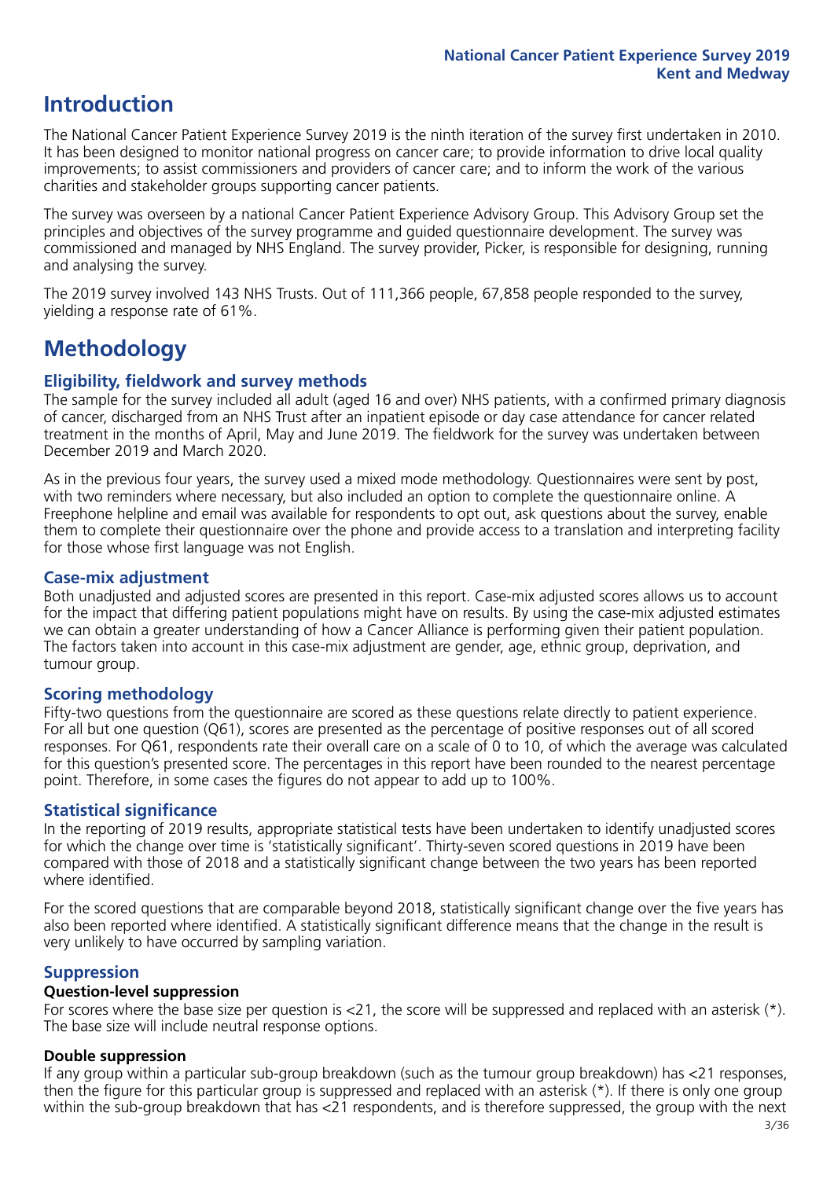# Introduction

The National Cancer Patient Experience Survey 2019 is the ninth iteration of the survey first undertaken in 2010. It has been designed to monitor national progress on cancer care; to provide information to drive local quality improvements; to assist commissioners and providers of cancer care; and to inform the work of the various charities and stakeholder groups supporting cancer patients.

The survey was overseen by a national Cancer Patient Experience Advisory Group. This Advisory Group set the principles and objectives of the survey programme and guided questionnaire development. The survey was commissioned and managed by NHS England. The survey provider, Picker, is responsible for designing, running and analysing the survey.

The 2019 survey involved 143 NHS Trusts. Out of 111,366 people, 67,858 people responded to the survey, yielding a response rate of 61%.

# Methodology

## Eligibility, fieldwork and survey methods

The sample for the survey included all adult (aged 16 and over) NHS patients, with a confirmed primary diagnosis of cancer, discharged from an NHS Trust after an inpatient episode or day case attendance for cancer related treatment in the months of April, May and June 2019. The fieldwork for the survey was undertaken between December 2019 and March 2020.

As in the previous four years, the survey used a mixed mode methodology. Questionnaires were sent by post, with two reminders where necessary, but also included an option to complete the questionnaire online. A Freephone helpline and email was available for respondents to opt out, ask questions about the survey, enable them to complete their questionnaire over the phone and provide access to a translation and interpreting facility for those whose first language was not English.

## Case-mix adjustment

Both unadjusted and adjusted scores are presented in this report. Case-mix adjusted scores allows us to account for the impact that differing patient populations might have on results. By using the case-mix adjusted estimates we can obtain a greater understanding of how a Cancer Alliance is performing given their patient population. The factors taken into account in this case-mix adjustment are gender, age, ethnic group, deprivation, and tumour group.

## Scoring methodology

Fifty-two questions from the questionnaire are scored as these questions relate directly to patient experience. For all but one question (Q61), scores are presented as the percentage of positive responses out of all scored responses. For Q61, respondents rate their overall care on a scale of 0 to 10, of which the average was calculated for this question's presented score. The percentages in this report have been rounded to the nearest percentage point. Therefore, in some cases the figures do not appear to add up to 100%.

## Statistical significance

In the reporting of 2019 results, appropriate statistical tests have been undertaken to identify unadjusted scores for which the change over time is 'statistically significant'. Thirty-seven scored questions in 2019 have been compared with those of 2018 and a statistically significant change between the two years has been reported where identified.

For the scored questions that are comparable beyond 2018, statistically significant change over the five years has also been reported where identified. A statistically significant difference means that the change in the result is very unlikely to have occurred by sampling variation.

## Suppression

### Question-level suppression

For scores where the base size per question is <21, the score will be suppressed and replaced with an asterisk (*). The base size will include neutral response options.

### Double suppression

If any group within a particular sub-group breakdown (such as the tumour group breakdown) has <21 responses, then the figure for this particular group is suppressed and replaced with an asterisk (*). If there is only one group within the sub-group breakdown that has <21 respondents, and is therefore suppressed, the group with the next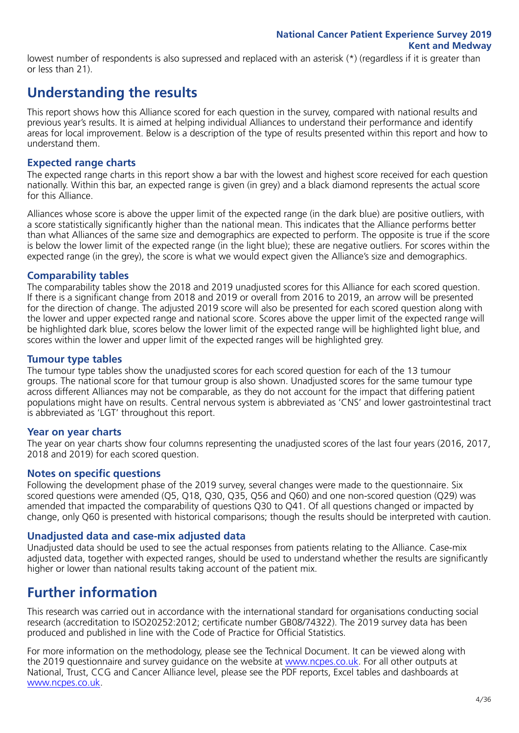lowest number of respondents is also supressed and replaced with an asterisk (*) (regardless if it is greater than or less than 21).

## Understanding the results

This report shows how this Alliance scored for each question in the survey, compared with national results and previous year's results. It is aimed at helping individual Alliances to understand their performance and identify areas for local improvement. Below is a description of the type of results presented within this report and how to understand them.

### Expected range charts

The expected range charts in this report show a bar with the lowest and highest score received for each question nationally. Within this bar, an expected range is given (in grey) and a black diamond represents the actual score for this Alliance.

Alliances whose score is above the upper limit of the expected range (in the dark blue) are positive outliers, with a score statistically significantly higher than the national mean. This indicates that the Alliance performs better than what Alliances of the same size and demographics are expected to perform. The opposite is true if the score is below the lower limit of the expected range (in the light blue); these are negative outliers. For scores within the expected range (in the grey), the score is what we would expect given the Alliance's size and demographics.

### Comparability tables

The comparability tables show the 2018 and 2019 unadjusted scores for this Alliance for each scored question. If there is a significant change from 2018 and 2019 or overall from 2016 to 2019, an arrow will be presented for the direction of change. The adjusted 2019 score will also be presented for each scored question along with the lower and upper expected range and national score. Scores above the upper limit of the expected range will be highlighted dark blue, scores below the lower limit of the expected range will be highlighted light blue, and scores within the lower and upper limit of the expected ranges will be highlighted grey.

### Tumour type tables

The tumour type tables show the unadjusted scores for each scored question for each of the 13 tumour groups. The national score for that tumour group is also shown. Unadjusted scores for the same tumour type across different Alliances may not be comparable, as they do not account for the impact that differing patient populations might have on results. Central nervous system is abbreviated as 'CNS' and lower gastrointestinal tract is abbreviated as 'LGT' throughout this report.

### Year on year charts

The year on year charts show four columns representing the unadjusted scores of the last four years (2016, 2017, 2018 and 2019) for each scored question.

### Notes on specific questions

Following the development phase of the 2019 survey, several changes were made to the questionnaire. Six scored questions were amended (Q5, Q18, Q30, Q35, Q56 and Q60) and one non-scored question (Q29) was amended that impacted the comparability of questions Q30 to Q41. Of all questions changed or impacted by change, only Q60 is presented with historical comparisons; though the results should be interpreted with caution.

### Unadjusted data and case-mix adjusted data

Unadjusted data should be used to see the actual responses from patients relating to the Alliance. Case-mix adjusted data, together with expected ranges, should be used to understand whether the results are significantly higher or lower than national results taking account of the patient mix.

## Further information

This research was carried out in accordance with the international standard for organisations conducting social research (accreditation to ISO20252:2012; certificate number GB08/74322). The 2019 survey data has been produced and published in line with the Code of Practice for Official Statistics.

For more information on the methodology, please see the Technical Document. It can be viewed along with the 2019 questionnaire and survey guidance on the website at www.ncpes.co.uk. For all other outputs at National, Trust, CCG and Cancer Alliance level, please see the PDF reports, Excel tables and dashboards at www.ncpes.co.uk.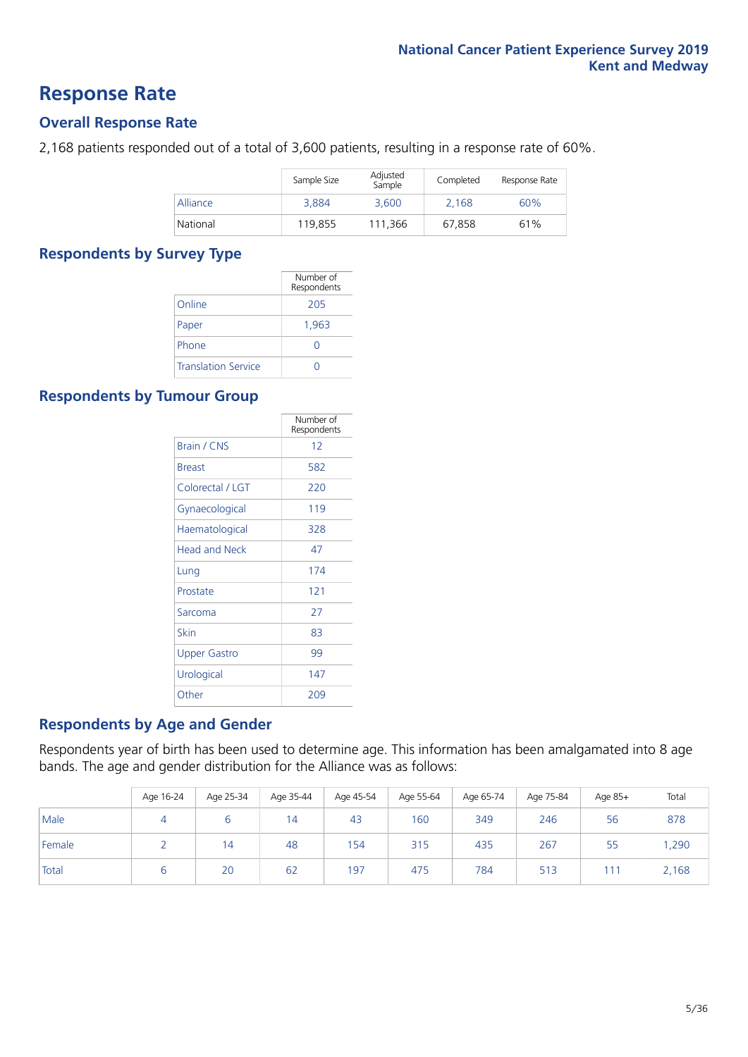# Response Rate

## Overall Response Rate

2,168 patients responded out of a total of 3,600 patients, resulting in a response rate of 60%.

| | Sample Size | Adjusted Sample | Completed | Response Rate |
|---|---|---|---|---|
| Alliance | 3,884 | 3,600 | 2,168 | 60% |
| National | 119,855 | 111,366 | 67,858 | 61% |

## Respondents by Survey Type

| | Number of Respondents |
|---|---|
| Online | 205 |
| Paper | 1,963 |
| Phone | 0 |
| Translation Service | 0 |

## Respondents by Tumour Group

| | Number of Respondents |
|---|---|
| Brain / CNS | 12 |
| Breast | 582 |
| Colorectal / LGT | 220 |
| Gynaecological | 119 |
| Haematological | 328 |
| Head and Neck | 47 |
| Lung | 174 |
| Prostate | 121 |
| Sarcoma | 27 |
| Skin | 83 |
| Upper Gastro | 99 |
| Urological | 147 |
| Other | 209 |

## Respondents by Age and Gender

Respondents year of birth has been used to determine age. This information has been amalgamated into 8 age bands. The age and gender distribution for the Alliance was as follows:

| | Age 16-24 | Age 25-34 | Age 35-44 | Age 45-54 | Age 55-64 | Age 65-74 | Age 75-84 | Age 85+ | Total |
|---|---|---|---|---|---|---|---|---|---|
| Male | 4 | 6 | 14 | 43 | 160 | 349 | 246 | 56 | 878 |
| Female | 2 | 14 | 48 | 154 | 315 | 435 | 267 | 55 | 1,290 |
| Total | 6 | 20 | 62 | 197 | 475 | 784 | 513 | 111 | 2,168 |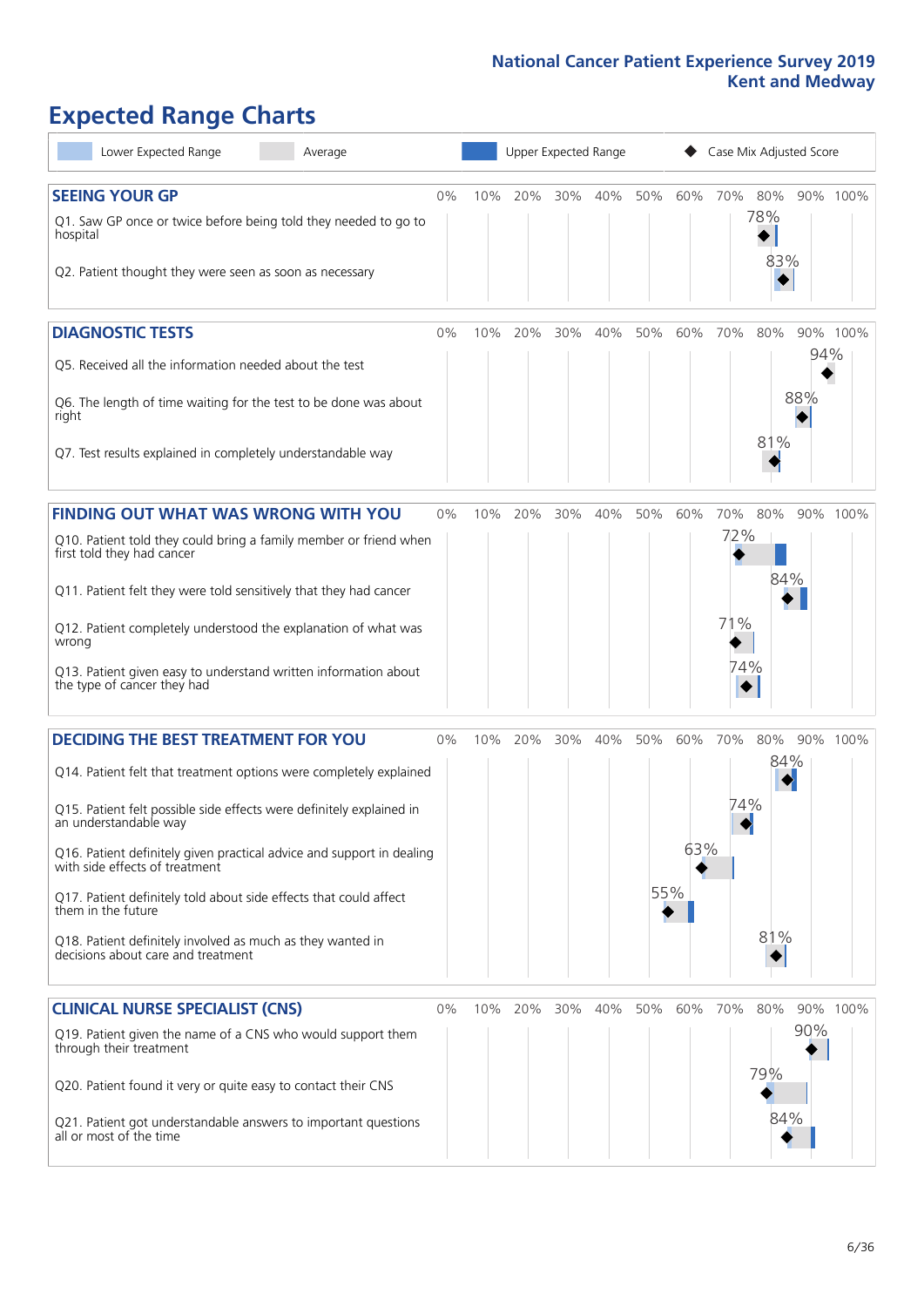# Expected Range Charts

Lower Expected Range | Average | Upper Expected Range | Case Mix Adjusted Score

## SEEING YOUR GP

| Question | Case Mix Adjusted Score |
|---|---|
| Q1. Saw GP once or twice before being told they needed to go to hospital | 78% |
| Q2. Patient thought they were seen as soon as necessary | 83% |

## DIAGNOSTIC TESTS

| Question | Case Mix Adjusted Score |
|---|---|
| Q5. Received all the information needed about the test | 94% |
| Q6. The length of time waiting for the test to be done was about right | 88% |
| Q7. Test results explained in completely understandable way | 81% |

## FINDING OUT WHAT WAS WRONG WITH YOU

| Question | Case Mix Adjusted Score |
|---|---|
| Q10. Patient told they could bring a family member or friend when first told they had cancer | 72% |
| Q11. Patient felt they were told sensitively that they had cancer | 84% |
| Q12. Patient completely understood the explanation of what was wrong | 71% |
| Q13. Patient given easy to understand written information about the type of cancer they had | 74% |

## DECIDING THE BEST TREATMENT FOR YOU

| Question | Case Mix Adjusted Score |
|---|---|
| Q14. Patient felt that treatment options were completely explained | 84% |
| Q15. Patient felt possible side effects were definitely explained in an understandable way | 74% |
| Q16. Patient definitely given practical advice and support in dealing with side effects of treatment | 63% |
| Q17. Patient definitely told about side effects that could affect them in the future | 55% |
| Q18. Patient definitely involved as much as they wanted in decisions about care and treatment | 81% |

## CLINICAL NURSE SPECIALIST (CNS)

| Question | Case Mix Adjusted Score |
|---|---|
| Q19. Patient given the name of a CNS who would support them through their treatment | 90% |
| Q20. Patient found it very or quite easy to contact their CNS | 79% |
| Q21. Patient got understandable answers to important questions all or most of the time | 84% |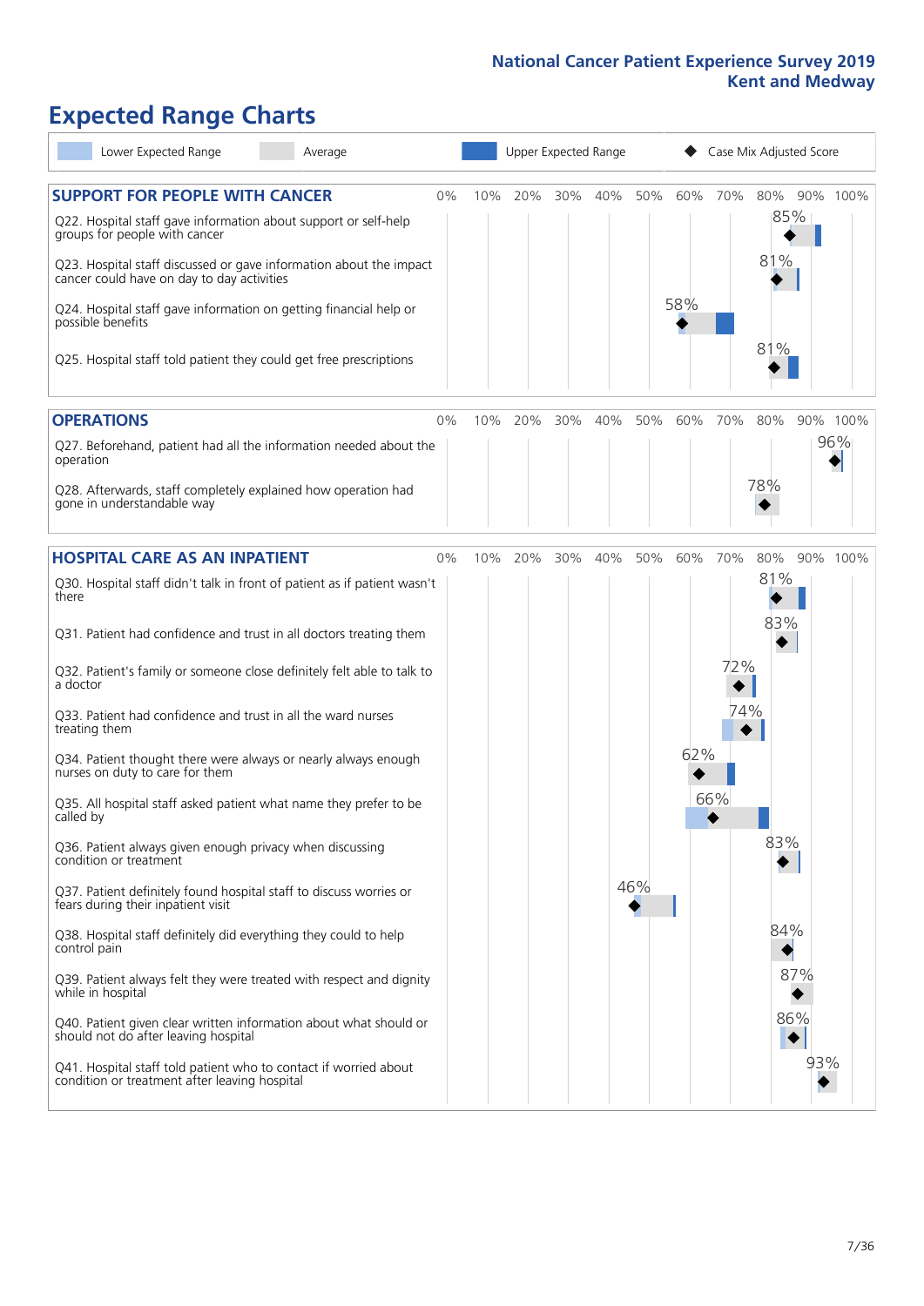# Expected Range Charts

Lower Expected Range | Average | Upper Expected Range | Case Mix Adjusted Score

## SUPPORT FOR PEOPLE WITH CANCER

| Question | Case Mix Adjusted Score |
|---|---|
| Q22. Hospital staff gave information about support or self-help groups for people with cancer | 85% |
| Q23. Hospital staff discussed or gave information about the impact cancer could have on day to day activities | 81% |
| Q24. Hospital staff gave information on getting financial help or possible benefits | 58% |
| Q25. Hospital staff told patient they could get free prescriptions | 81% |

## OPERATIONS

| Question | Case Mix Adjusted Score |
|---|---|
| Q27. Beforehand, patient had all the information needed about the operation | 96% |
| Q28. Afterwards, staff completely explained how operation had gone in understandable way | 78% |

## HOSPITAL CARE AS AN INPATIENT

| Question | Case Mix Adjusted Score |
|---|---|
| Q30. Hospital staff didn't talk in front of patient as if patient wasn't there | 81% |
| Q31. Patient had confidence and trust in all doctors treating them | 83% |
| Q32. Patient's family or someone close definitely felt able to talk to a doctor | 72% |
| Q33. Patient had confidence and trust in all the ward nurses treating them | 74% |
| Q34. Patient thought there were always or nearly always enough nurses on duty to care for them | 62% |
| Q35. All hospital staff asked patient what name they prefer to be called by | 66% |
| Q36. Patient always given enough privacy when discussing condition or treatment | 83% |
| Q37. Patient definitely found hospital staff to discuss worries or fears during their inpatient visit | 46% |
| Q38. Hospital staff definitely did everything they could to help control pain | 84% |
| Q39. Patient always felt they were treated with respect and dignity while in hospital | 87% |
| Q40. Patient given clear written information about what should or should not do after leaving hospital | 86% |
| Q41. Hospital staff told patient who to contact if worried about condition or treatment after leaving hospital | 93% |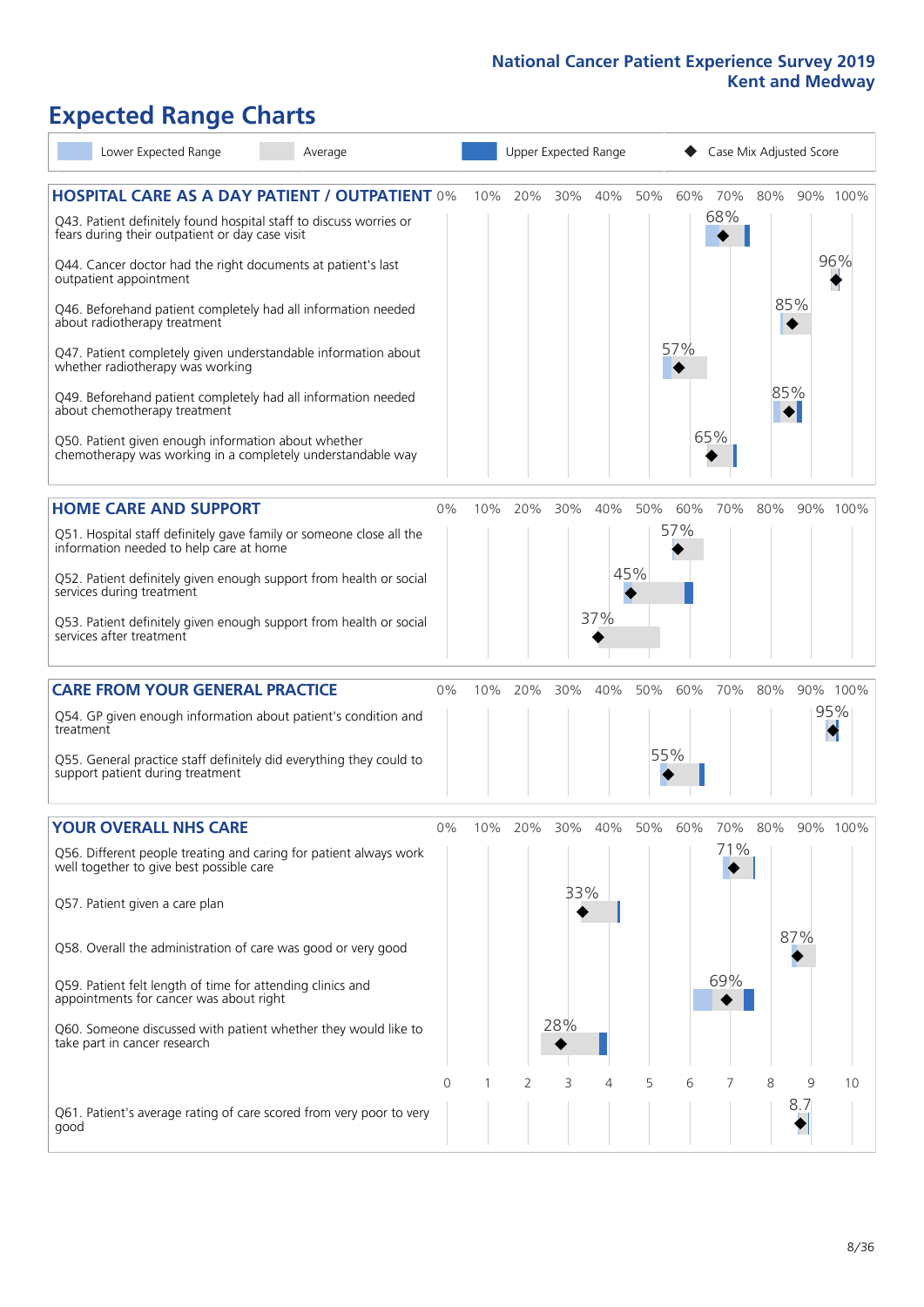# National Cancer Patient Experience Survey 2019
## Kent and Medway

# Expected Range Charts

Lower Expected Range | Average | Upper Expected Range | Case Mix Adjusted Score

## HOSPITAL CARE AS A DAY PATIENT / OUTPATIENT

| Question | Score |
|---|---|
| Q43. Patient definitely found hospital staff to discuss worries or fears during their outpatient or day case visit | 68% |
| Q44. Cancer doctor had the right documents at patient's last outpatient appointment | 96% |
| Q46. Beforehand patient completely had all information needed about radiotherapy treatment | 85% |
| Q47. Patient completely given understandable information about whether radiotherapy was working | 57% |
| Q49. Beforehand patient completely had all information needed about chemotherapy treatment | 85% |
| Q50. Patient given enough information about whether chemotherapy was working in a completely understandable way | 65% |

## HOME CARE AND SUPPORT

| Question | Score |
|---|---|
| Q51. Hospital staff definitely gave family or someone close all the information needed to help care at home | 57% |
| Q52. Patient definitely given enough support from health or social services during treatment | 45% |
| Q53. Patient definitely given enough support from health or social services after treatment | 37% |

## CARE FROM YOUR GENERAL PRACTICE

| Question | Score |
|---|---|
| Q54. GP given enough information about patient's condition and treatment | 95% |
| Q55. General practice staff definitely did everything they could to support patient during treatment | 55% |

## YOUR OVERALL NHS CARE

| Question | Score |
|---|---|
| Q56. Different people treating and caring for patient always work well together to give best possible care | 71% |
| Q57. Patient given a care plan | 33% |
| Q58. Overall the administration of care was good or very good | 87% |
| Q59. Patient felt length of time for attending clinics and appointments for cancer was about right | 69% |
| Q60. Someone discussed with patient whether they would like to take part in cancer research | 28% |
| Q61. Patient's average rating of care scored from very poor to very good | 8.7 |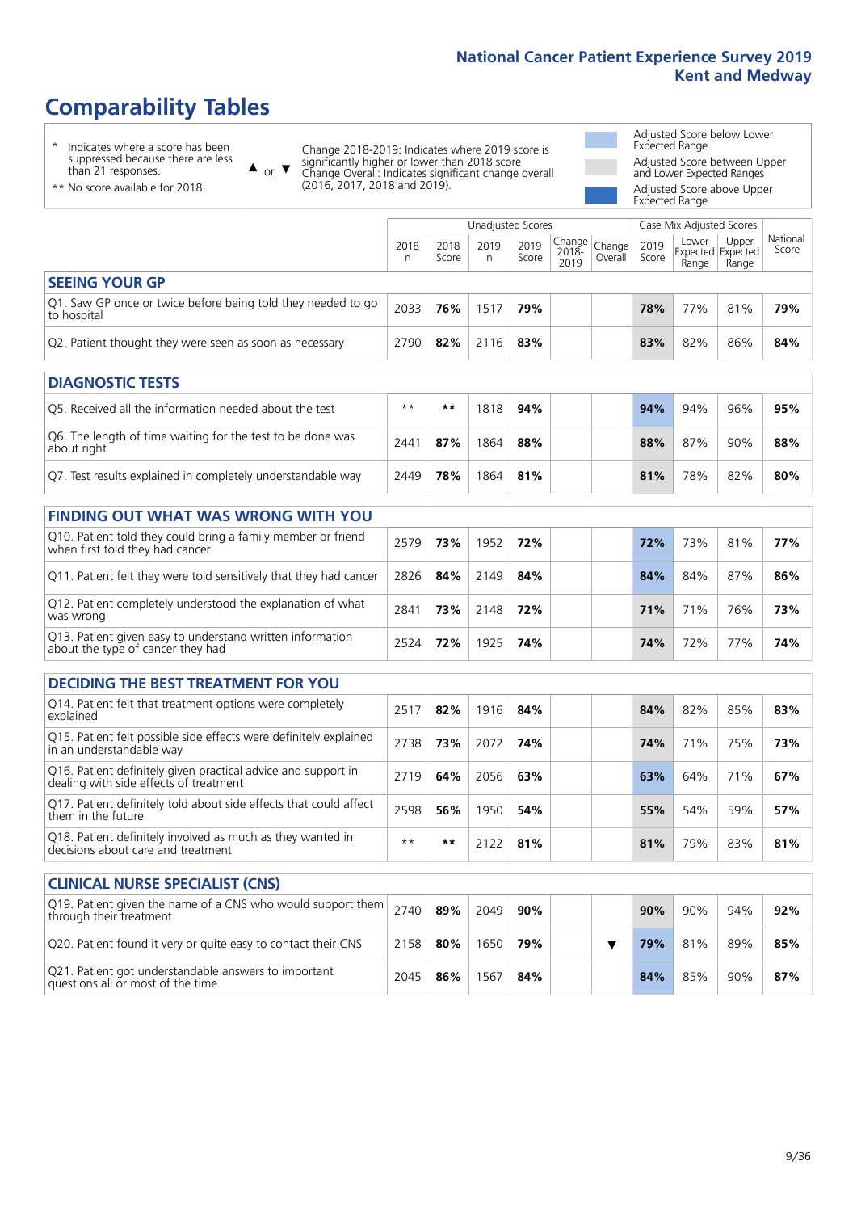# Comparability Tables

\* Indicates where a score has been suppressed because there are less than 21 responses.

** No score available for 2018.

▲ or ▼ Change 2018-2019: Indicates where 2019 score is significantly higher or lower than 2018 score
Change Overall: Indicates significant change overall (2016, 2017, 2018 and 2019).

Adjusted Score below Lower Expected Range

Adjusted Score between Upper and Lower Expected Ranges

Adjusted Score above Upper Expected Range

| | Unadjusted Scores | | | | | | Case Mix Adjusted Scores | | | |
|---|---|---|---|---|---|---|---|---|---|---|
| | 2018 n | 2018 Score | 2019 n | 2019 Score | Change 2018-2019 | Change Overall | 2019 Score | Lower Expected Range | Upper Expected Range | National Score |
| **SEEING YOUR GP** | | | | | | | | | | |
| Q1. Saw GP once or twice before being told they needed to go to hospital | 2033 | **76%** | 1517 | **79%** | | | **78%** | 77% | 81% | **79%** |
| Q2. Patient thought they were seen as soon as necessary | 2790 | **82%** | 2116 | **83%** | | | **83%** | 82% | 86% | **84%** |
| **DIAGNOSTIC TESTS** | | | | | | | | | | |
| Q5. Received all the information needed about the test | ** | ** | 1818 | **94%** | | | **94%** | 94% | 96% | **95%** |
| Q6. The length of time waiting for the test to be done was about right | 2441 | **87%** | 1864 | **88%** | | | **88%** | 87% | 90% | **88%** |
| Q7. Test results explained in completely understandable way | 2449 | **78%** | 1864 | **81%** | | | **81%** | 78% | 82% | **80%** |
| **FINDING OUT WHAT WAS WRONG WITH YOU** | | | | | | | | | | |
| Q10. Patient told they could bring a family member or friend when first told they had cancer | 2579 | **73%** | 1952 | **72%** | | | **72%** | 73% | 81% | **77%** |
| Q11. Patient felt they were told sensitively that they had cancer | 2826 | **84%** | 2149 | **84%** | | | **84%** | 84% | 87% | **86%** |
| Q12. Patient completely understood the explanation of what was wrong | 2841 | **73%** | 2148 | **72%** | | | **71%** | 71% | 76% | **73%** |
| Q13. Patient given easy to understand written information about the type of cancer they had | 2524 | **72%** | 1925 | **74%** | | | **74%** | 72% | 77% | **74%** |
| **DECIDING THE BEST TREATMENT FOR YOU** | | | | | | | | | | |
| Q14. Patient felt that treatment options were completely explained | 2517 | **82%** | 1916 | **84%** | | | **84%** | 82% | 85% | **83%** |
| Q15. Patient felt possible side effects were definitely explained in an understandable way | 2738 | **73%** | 2072 | **74%** | | | **74%** | 71% | 75% | **73%** |
| Q16. Patient definitely given practical advice and support in dealing with side effects of treatment | 2719 | **64%** | 2056 | **63%** | | | **63%** | 64% | 71% | **67%** |
| Q17. Patient definitely told about side effects that could affect them in the future | 2598 | **56%** | 1950 | **54%** | | | **55%** | 54% | 59% | **57%** |
| Q18. Patient definitely involved as much as they wanted in decisions about care and treatment | ** | ** | 2122 | **81%** | | | **81%** | 79% | 83% | **81%** |
| **CLINICAL NURSE SPECIALIST (CNS)** | | | | | | | | | | |
| Q19. Patient given the name of a CNS who would support them through their treatment | 2740 | **89%** | 2049 | **90%** | | | **90%** | 90% | 94% | **92%** |
| Q20. Patient found it very or quite easy to contact their CNS | 2158 | **80%** | 1650 | **79%** | | ▼ | **79%** | 81% | 89% | **85%** |
| Q21. Patient got understandable answers to important questions all or most of the time | 2045 | **86%** | 1567 | **84%** | | | **84%** | 85% | 90% | **87%** |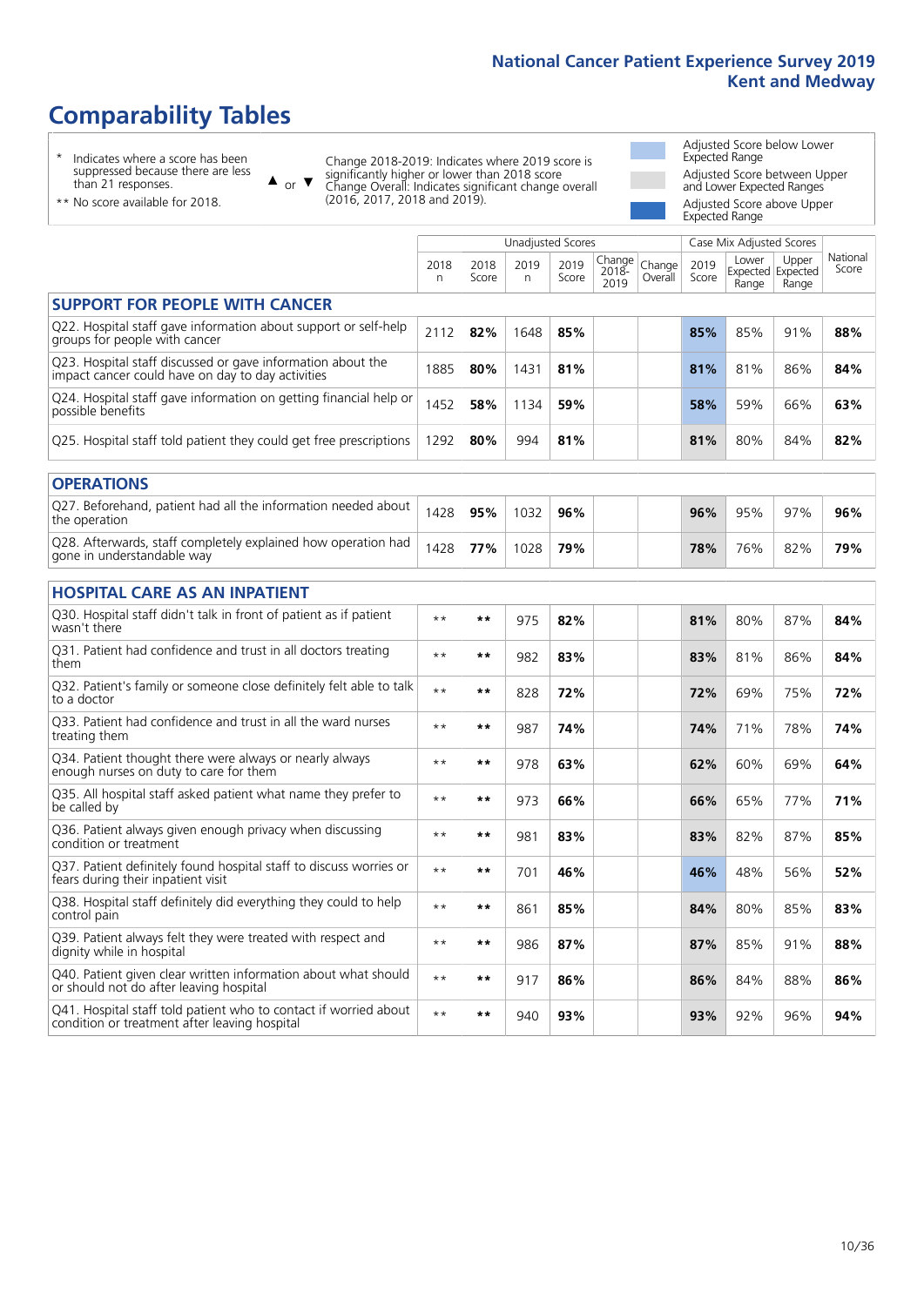# Comparability Tables

- \* Indicates where a score has been suppressed because there are less than 21 responses.
- \*\* No score available for 2018.

▲ or ▼ Change 2018-2019: Indicates where 2019 score is significantly higher or lower than 2018 score. Change Overall: Indicates significant change overall (2016, 2017, 2018 and 2019).

- Adjusted Score below Lower Expected Range
- Adjusted Score between Upper and Lower Expected Ranges
- Adjusted Score above Upper Expected Range

| | Unadjusted Scores | | | | | | Case Mix Adjusted Scores | | | |
|---|---|---|---|---|---|---|---|---|---|---|
| | 2018 n | 2018 Score | 2019 n | 2019 Score | Change 2018-2019 | Change Overall | 2019 Score | Lower Expected Range | Upper Expected Range | National Score |
| **SUPPORT FOR PEOPLE WITH CANCER** | | | | | | | | | | |
| Q22. Hospital staff gave information about support or self-help groups for people with cancer | 2112 | **82%** | 1648 | **85%** | | | **85%** | 85% | 91% | **88%** |
| Q23. Hospital staff discussed or gave information about the impact cancer could have on day to day activities | 1885 | **80%** | 1431 | **81%** | | | **81%** | 81% | 86% | **84%** |
| Q24. Hospital staff gave information on getting financial help or possible benefits | 1452 | **58%** | 1134 | **59%** | | | **58%** | 59% | 66% | **63%** |
| Q25. Hospital staff told patient they could get free prescriptions | 1292 | **80%** | 994 | **81%** | | | **81%** | 80% | 84% | **82%** |
| **OPERATIONS** | | | | | | | | | | |
| Q27. Beforehand, patient had all the information needed about the operation | 1428 | **95%** | 1032 | **96%** | | | **96%** | 95% | 97% | **96%** |
| Q28. Afterwards, staff completely explained how operation had gone in understandable way | 1428 | **77%** | 1028 | **79%** | | | **78%** | 76% | 82% | **79%** |
| **HOSPITAL CARE AS AN INPATIENT** | | | | | | | | | | |
| Q30. Hospital staff didn't talk in front of patient as if patient wasn't there | ** | ** | 975 | **82%** | | | **81%** | 80% | 87% | **84%** |
| Q31. Patient had confidence and trust in all doctors treating them | ** | ** | 982 | **83%** | | | **83%** | 81% | 86% | **84%** |
| Q32. Patient's family or someone close definitely felt able to talk to a doctor | ** | ** | 828 | **72%** | | | **72%** | 69% | 75% | **72%** |
| Q33. Patient had confidence and trust in all the ward nurses treating them | ** | ** | 987 | **74%** | | | **74%** | 71% | 78% | **74%** |
| Q34. Patient thought there were always or nearly always enough nurses on duty to care for them | ** | ** | 978 | **63%** | | | **62%** | 60% | 69% | **64%** |
| Q35. All hospital staff asked patient what name they prefer to be called by | ** | ** | 973 | **66%** | | | **66%** | 65% | 77% | **71%** |
| Q36. Patient always given enough privacy when discussing condition or treatment | ** | ** | 981 | **83%** | | | **83%** | 82% | 87% | **85%** |
| Q37. Patient definitely found hospital staff to discuss worries or fears during their inpatient visit | ** | ** | 701 | **46%** | | | **46%** | 48% | 56% | **52%** |
| Q38. Hospital staff definitely did everything they could to help control pain | ** | ** | 861 | **85%** | | | **84%** | 80% | 85% | **83%** |
| Q39. Patient always felt they were treated with respect and dignity while in hospital | ** | ** | 986 | **87%** | | | **87%** | 85% | 91% | **88%** |
| Q40. Patient given clear written information about what should or should not do after leaving hospital | ** | ** | 917 | **86%** | | | **86%** | 84% | 88% | **86%** |
| Q41. Hospital staff told patient who to contact if worried about condition or treatment after leaving hospital | ** | ** | 940 | **93%** | | | **93%** | 92% | 96% | **94%** |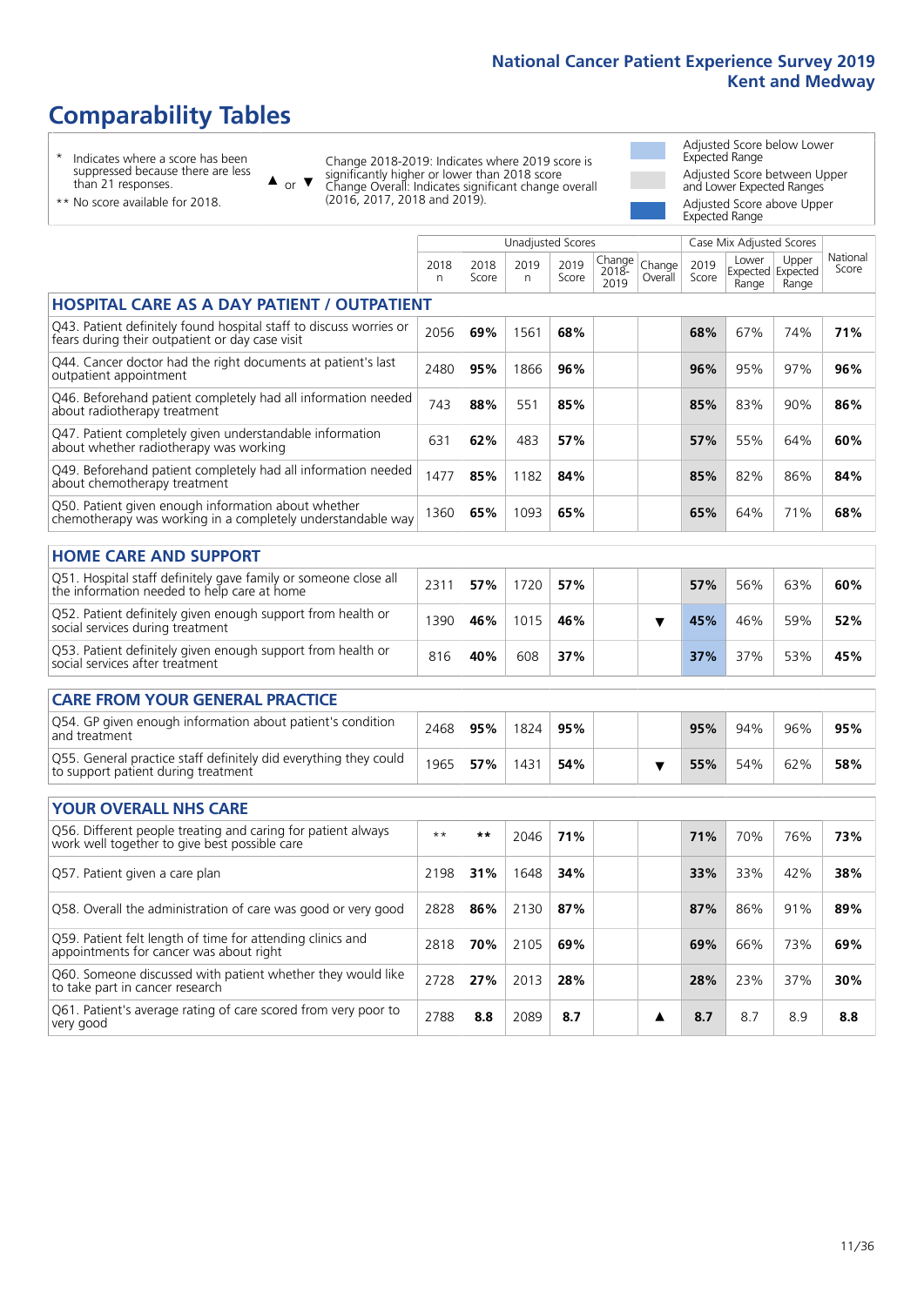# Comparability Tables

\* Indicates where a score has been suppressed because there are less than 21 responses.

\*\* No score available for 2018.

▲ or ▼ Change 2018-2019: Indicates where 2019 score is significantly higher or lower than 2018 score. Change Overall: Indicates significant change overall (2016, 2017, 2018 and 2019).

Adjusted Score below Lower Expected Range

Adjusted Score between Upper and Lower Expected Ranges

Adjusted Score above Upper Expected Range

| | Unadjusted Scores | | | | | | Case Mix Adjusted Scores | | | |
|---|---|---|---|---|---|---|---|---|---|---|
| | 2018 n | 2018 Score | 2019 n | 2019 Score | Change 2018-2019 | Change Overall | 2019 Score | Lower Expected Range | Upper Expected Range | National Score |
| **HOSPITAL CARE AS A DAY PATIENT / OUTPATIENT** | | | | | | | | | | |
| Q43. Patient definitely found hospital staff to discuss worries or fears during their outpatient or day case visit | 2056 | **69%** | 1561 | **68%** | | | **68%** | 67% | 74% | **71%** |
| Q44. Cancer doctor had the right documents at patient's last outpatient appointment | 2480 | **95%** | 1866 | **96%** | | | **96%** | 95% | 97% | **96%** |
| Q46. Beforehand patient completely had all information needed about radiotherapy treatment | 743 | **88%** | 551 | **85%** | | | **85%** | 83% | 90% | **86%** |
| Q47. Patient completely given understandable information about whether radiotherapy was working | 631 | **62%** | 483 | **57%** | | | **57%** | 55% | 64% | **60%** |
| Q49. Beforehand patient completely had all information needed about chemotherapy treatment | 1477 | **85%** | 1182 | **84%** | | | **85%** | 82% | 86% | **84%** |
| Q50. Patient given enough information about whether chemotherapy was working in a completely understandable way | 1360 | **65%** | 1093 | **65%** | | | **65%** | 64% | 71% | **68%** |
| **HOME CARE AND SUPPORT** | | | | | | | | | | |
| Q51. Hospital staff definitely gave family or someone close all the information needed to help care at home | 2311 | **57%** | 1720 | **57%** | | | **57%** | 56% | 63% | **60%** |
| Q52. Patient definitely given enough support from health or social services during treatment | 1390 | **46%** | 1015 | **46%** | | ▼ | **45%** | 46% | 59% | **52%** |
| Q53. Patient definitely given enough support from health or social services after treatment | 816 | **40%** | 608 | **37%** | | | **37%** | 37% | 53% | **45%** |
| **CARE FROM YOUR GENERAL PRACTICE** | | | | | | | | | | |
| Q54. GP given enough information about patient's condition and treatment | 2468 | **95%** | 1824 | **95%** | | | **95%** | 94% | 96% | **95%** |
| Q55. General practice staff definitely did everything they could to support patient during treatment | 1965 | **57%** | 1431 | **54%** | | ▼ | **55%** | 54% | 62% | **58%** |
| **YOUR OVERALL NHS CARE** | | | | | | | | | | |
| Q56. Different people treating and caring for patient always work well together to give best possible care | ** | ** | 2046 | **71%** | | | **71%** | 70% | 76% | **73%** |
| Q57. Patient given a care plan | 2198 | **31%** | 1648 | **34%** | | | **33%** | 33% | 42% | **38%** |
| Q58. Overall the administration of care was good or very good | 2828 | **86%** | 2130 | **87%** | | | **87%** | 86% | 91% | **89%** |
| Q59. Patient felt length of time for attending clinics and appointments for cancer was about right | 2818 | **70%** | 2105 | **69%** | | | **69%** | 66% | 73% | **69%** |
| Q60. Someone discussed with patient whether they would like to take part in cancer research | 2728 | **27%** | 2013 | **28%** | | | **28%** | 23% | 37% | **30%** |
| Q61. Patient's average rating of care scored from very poor to very good | 2788 | **8.8** | 2089 | **8.7** | | ▲ | **8.7** | 8.7 | 8.9 | **8.8** |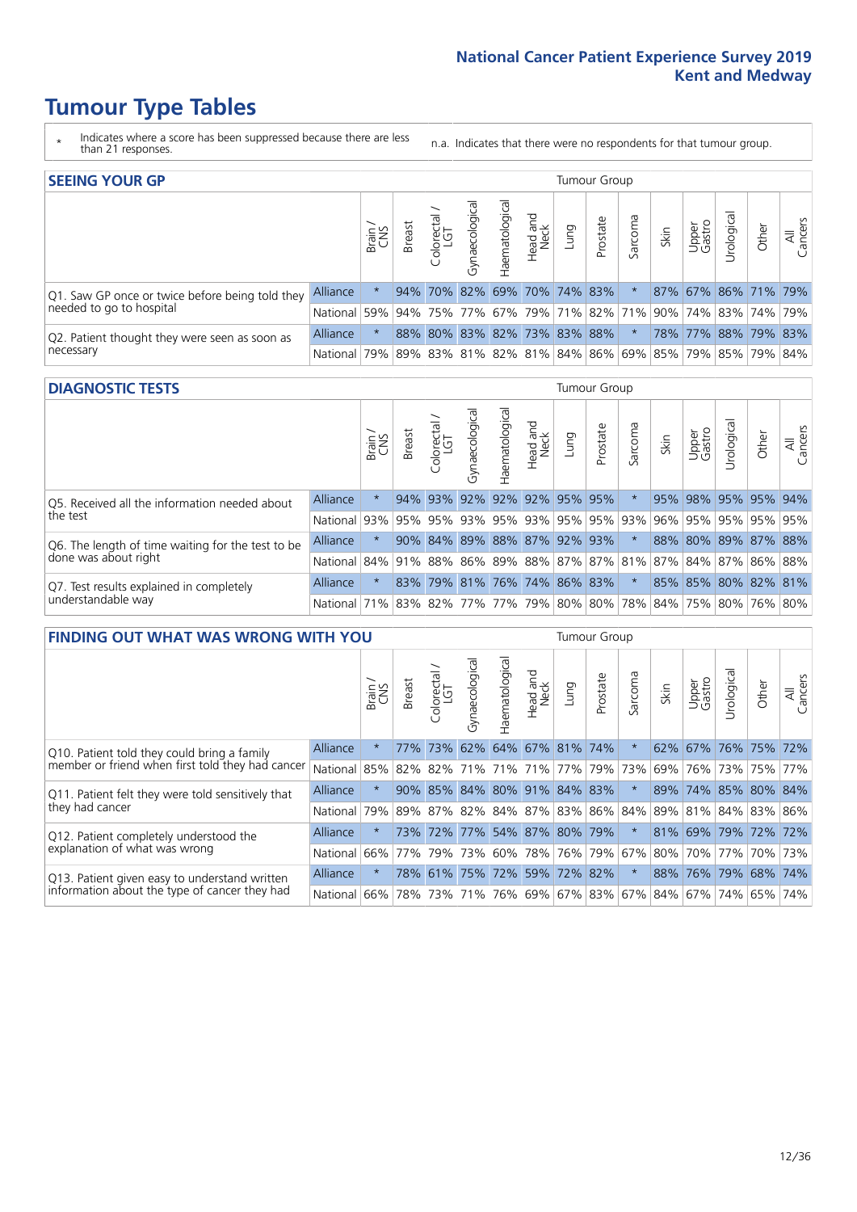# Tumour Type Tables

\* Indicates where a score has been suppressed because there are less than 21 responses.

n.a. Indicates that there were no respondents for that tumour group.

## SEEING YOUR GP

| | | Brain / CNS | Breast | Colorectal / LGT | Gynaecological | Haematological | Head and Neck | Lung | Prostate | Sarcoma | Skin | Upper Gastro | Urological | Other | All Cancers |
|---|---|---|---|---|---|---|---|---|---|---|---|---|---|---|---|
| Q1. Saw GP once or twice before being told they needed to go to hospital | Alliance | * | 94% | 70% | 82% | 69% | 70% | 74% | 83% | * | 87% | 67% | 86% | 71% | 79% |
| | National | 59% | 94% | 75% | 77% | 67% | 79% | 71% | 82% | 71% | 90% | 74% | 83% | 74% | 79% |
| Q2. Patient thought they were seen as soon as necessary | Alliance | * | 88% | 80% | 83% | 82% | 73% | 83% | 88% | * | 78% | 77% | 88% | 79% | 83% |
| | National | 79% | 89% | 83% | 81% | 82% | 81% | 84% | 86% | 69% | 85% | 79% | 85% | 79% | 84% |

## DIAGNOSTIC TESTS

| | | Brain / CNS | Breast | Colorectal / LGT | Gynaecological | Haematological | Head and Neck | Lung | Prostate | Sarcoma | Skin | Upper Gastro | Urological | Other | All Cancers |
|---|---|---|---|---|---|---|---|---|---|---|---|---|---|---|---|
| Q5. Received all the information needed about the test | Alliance | * | 94% | 93% | 92% | 92% | 92% | 95% | 95% | * | 95% | 98% | 95% | 95% | 94% |
| | National | 93% | 95% | 95% | 93% | 95% | 93% | 95% | 95% | 93% | 96% | 95% | 95% | 95% | 95% |
| Q6. The length of time waiting for the test to be done was about right | Alliance | * | 90% | 84% | 89% | 88% | 87% | 92% | 93% | * | 88% | 80% | 89% | 87% | 88% |
| | National | 84% | 91% | 88% | 86% | 89% | 88% | 87% | 87% | 81% | 87% | 84% | 87% | 86% | 88% |
| Q7. Test results explained in completely understandable way | Alliance | * | 83% | 79% | 81% | 76% | 74% | 86% | 83% | * | 85% | 85% | 80% | 82% | 81% |
| | National | 71% | 83% | 82% | 77% | 77% | 79% | 80% | 80% | 78% | 84% | 75% | 80% | 76% | 80% |

## FINDING OUT WHAT WAS WRONG WITH YOU

| | | Brain / CNS | Breast | Colorectal / LGT | Gynaecological | Haematological | Head and Neck | Lung | Prostate | Sarcoma | Skin | Upper Gastro | Urological | Other | All Cancers |
|---|---|---|---|---|---|---|---|---|---|---|---|---|---|---|---|
| Q10. Patient told they could bring a family member or friend when first told they had cancer | Alliance | * | 77% | 73% | 62% | 64% | 67% | 81% | 74% | * | 62% | 67% | 76% | 75% | 72% |
| | National | 85% | 82% | 82% | 71% | 71% | 71% | 77% | 79% | 73% | 69% | 76% | 73% | 75% | 77% |
| Q11. Patient felt they were told sensitively that they had cancer | Alliance | * | 90% | 85% | 84% | 80% | 91% | 84% | 83% | * | 89% | 74% | 85% | 80% | 84% |
| | National | 79% | 89% | 87% | 82% | 84% | 87% | 83% | 86% | 84% | 89% | 81% | 84% | 83% | 86% |
| Q12. Patient completely understood the explanation of what was wrong | Alliance | * | 73% | 72% | 77% | 54% | 87% | 80% | 79% | * | 81% | 69% | 79% | 72% | 72% |
| | National | 66% | 77% | 79% | 73% | 60% | 78% | 76% | 79% | 67% | 80% | 70% | 77% | 70% | 73% |
| Q13. Patient given easy to understand written information about the type of cancer they had | Alliance | * | 78% | 61% | 75% | 72% | 59% | 72% | 82% | * | 88% | 76% | 79% | 68% | 74% |
| | National | 66% | 78% | 73% | 71% | 76% | 69% | 67% | 83% | 67% | 84% | 67% | 74% | 65% | 74% |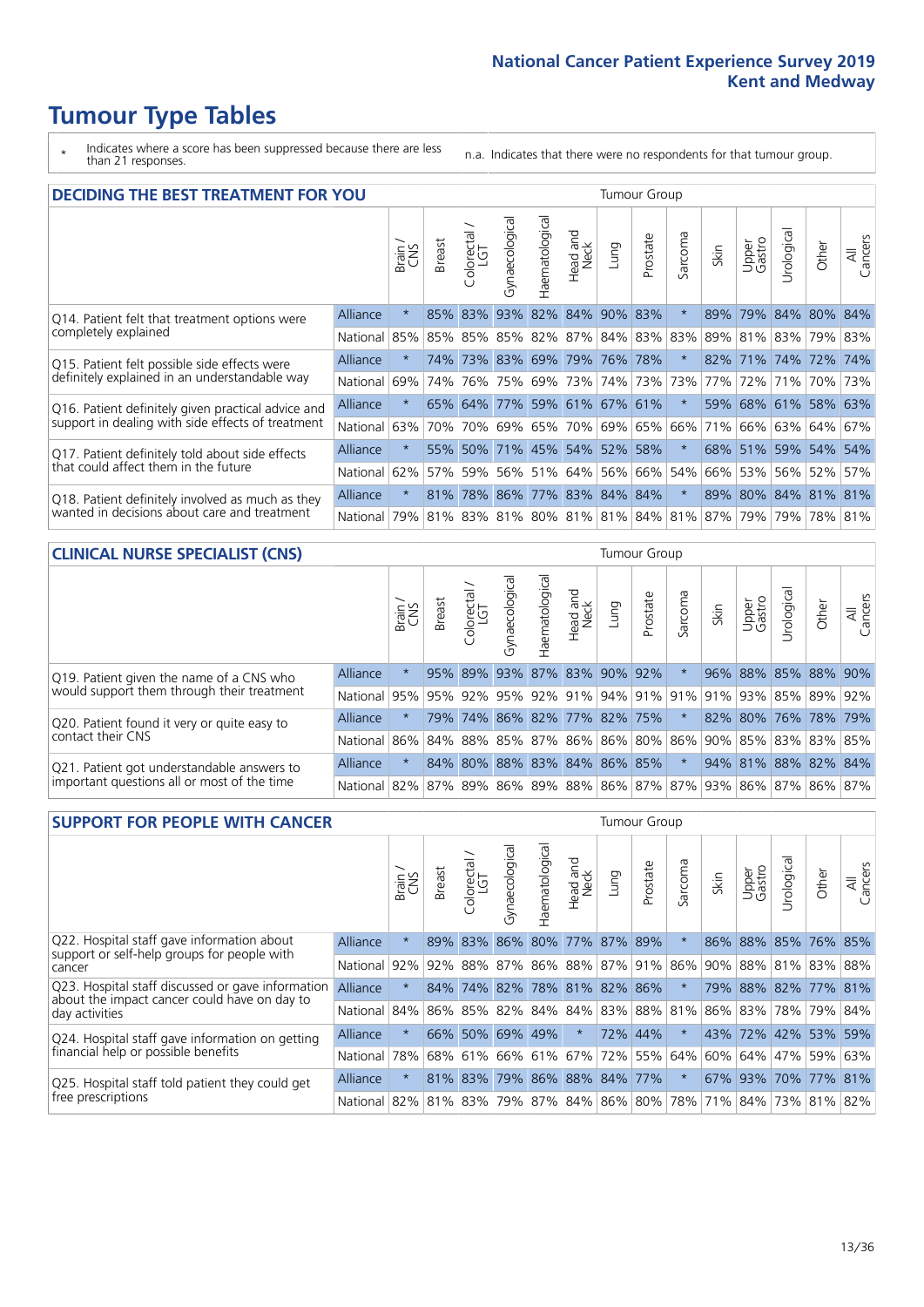# Tumour Type Tables

\* Indicates where a score has been suppressed because there are less than 21 responses.

n.a. Indicates that there were no respondents for that tumour group.

## DECIDING THE BEST TREATMENT FOR YOU

| | | Brain / CNS | Breast | Colorectal / LGT | Gynaecological | Haematological | Head and Neck | Lung | Prostate | Sarcoma | Skin | Upper Gastro | Urological | Other | All Cancers |
|---|---|---|---|---|---|---|---|---|---|---|---|---|---|---|---|
| Q14. Patient felt that treatment options were completely explained | Alliance | * | 85% | 83% | 93% | 82% | 84% | 90% | 83% | * | 89% | 79% | 84% | 80% | 84% |
| | National | 85% | 85% | 85% | 85% | 82% | 87% | 84% | 83% | 83% | 89% | 81% | 83% | 79% | 83% |
| Q15. Patient felt possible side effects were definitely explained in an understandable way | Alliance | * | 74% | 73% | 83% | 69% | 79% | 76% | 78% | * | 82% | 71% | 74% | 72% | 74% |
| | National | 69% | 74% | 76% | 75% | 69% | 73% | 74% | 73% | 73% | 77% | 72% | 71% | 70% | 73% |
| Q16. Patient definitely given practical advice and support in dealing with side effects of treatment | Alliance | * | 65% | 64% | 77% | 59% | 61% | 67% | 61% | * | 59% | 68% | 61% | 58% | 63% |
| | National | 63% | 70% | 70% | 69% | 65% | 70% | 69% | 65% | 66% | 71% | 66% | 63% | 64% | 67% |
| Q17. Patient definitely told about side effects that could affect them in the future | Alliance | * | 55% | 50% | 71% | 45% | 54% | 52% | 58% | * | 68% | 51% | 59% | 54% | 54% |
| | National | 62% | 57% | 59% | 56% | 51% | 64% | 56% | 66% | 54% | 66% | 53% | 56% | 52% | 57% |
| Q18. Patient definitely involved as much as they wanted in decisions about care and treatment | Alliance | * | 81% | 78% | 86% | 77% | 83% | 84% | 84% | * | 89% | 80% | 84% | 81% | 81% |
| | National | 79% | 81% | 83% | 81% | 80% | 81% | 81% | 84% | 81% | 87% | 79% | 79% | 78% | 81% |

## CLINICAL NURSE SPECIALIST (CNS)

| | | Brain / CNS | Breast | Colorectal / LGT | Gynaecological | Haematological | Head and Neck | Lung | Prostate | Sarcoma | Skin | Upper Gastro | Urological | Other | All Cancers |
|---|---|---|---|---|---|---|---|---|---|---|---|---|---|---|---|
| Q19. Patient given the name of a CNS who would support them through their treatment | Alliance | * | 95% | 89% | 93% | 87% | 83% | 90% | 92% | * | 96% | 88% | 85% | 88% | 90% |
| | National | 95% | 95% | 92% | 95% | 92% | 91% | 94% | 91% | 91% | 91% | 93% | 85% | 89% | 92% |
| Q20. Patient found it very or quite easy to contact their CNS | Alliance | * | 79% | 74% | 86% | 82% | 77% | 82% | 75% | * | 82% | 80% | 76% | 78% | 79% |
| | National | 86% | 84% | 88% | 85% | 87% | 86% | 86% | 80% | 86% | 90% | 85% | 83% | 83% | 85% |
| Q21. Patient got understandable answers to important questions all or most of the time | Alliance | * | 84% | 80% | 88% | 83% | 84% | 86% | 85% | * | 94% | 81% | 88% | 82% | 84% |
| | National | 82% | 87% | 89% | 86% | 89% | 88% | 86% | 87% | 87% | 93% | 86% | 87% | 86% | 87% |

## SUPPORT FOR PEOPLE WITH CANCER

| | | Brain / CNS | Breast | Colorectal / LGT | Gynaecological | Haematological | Head and Neck | Lung | Prostate | Sarcoma | Skin | Upper Gastro | Urological | Other | All Cancers |
|---|---|---|---|---|---|---|---|---|---|---|---|---|---|---|---|
| Q22. Hospital staff gave information about support or self-help groups for people with cancer | Alliance | * | 89% | 83% | 86% | 80% | 77% | 87% | 89% | * | 86% | 88% | 85% | 76% | 85% |
| | National | 92% | 92% | 88% | 87% | 86% | 88% | 87% | 91% | 86% | 90% | 88% | 81% | 83% | 88% |
| Q23. Hospital staff discussed or gave information about the impact cancer could have on day to day activities | Alliance | * | 84% | 74% | 82% | 78% | 81% | 82% | 86% | * | 79% | 88% | 82% | 77% | 81% |
| | National | 84% | 86% | 85% | 82% | 84% | 84% | 83% | 88% | 81% | 86% | 83% | 78% | 79% | 84% |
| Q24. Hospital staff gave information on getting financial help or possible benefits | Alliance | * | 66% | 50% | 69% | 49% | * | 72% | 44% | * | 43% | 72% | 42% | 53% | 59% |
| | National | 78% | 68% | 61% | 66% | 61% | 67% | 72% | 55% | 64% | 60% | 64% | 47% | 59% | 63% |
| Q25. Hospital staff told patient they could get free prescriptions | Alliance | * | 81% | 83% | 79% | 86% | 88% | 84% | 77% | * | 67% | 93% | 70% | 77% | 81% |
| | National | 82% | 81% | 83% | 79% | 87% | 84% | 86% | 80% | 78% | 71% | 84% | 73% | 81% | 82% |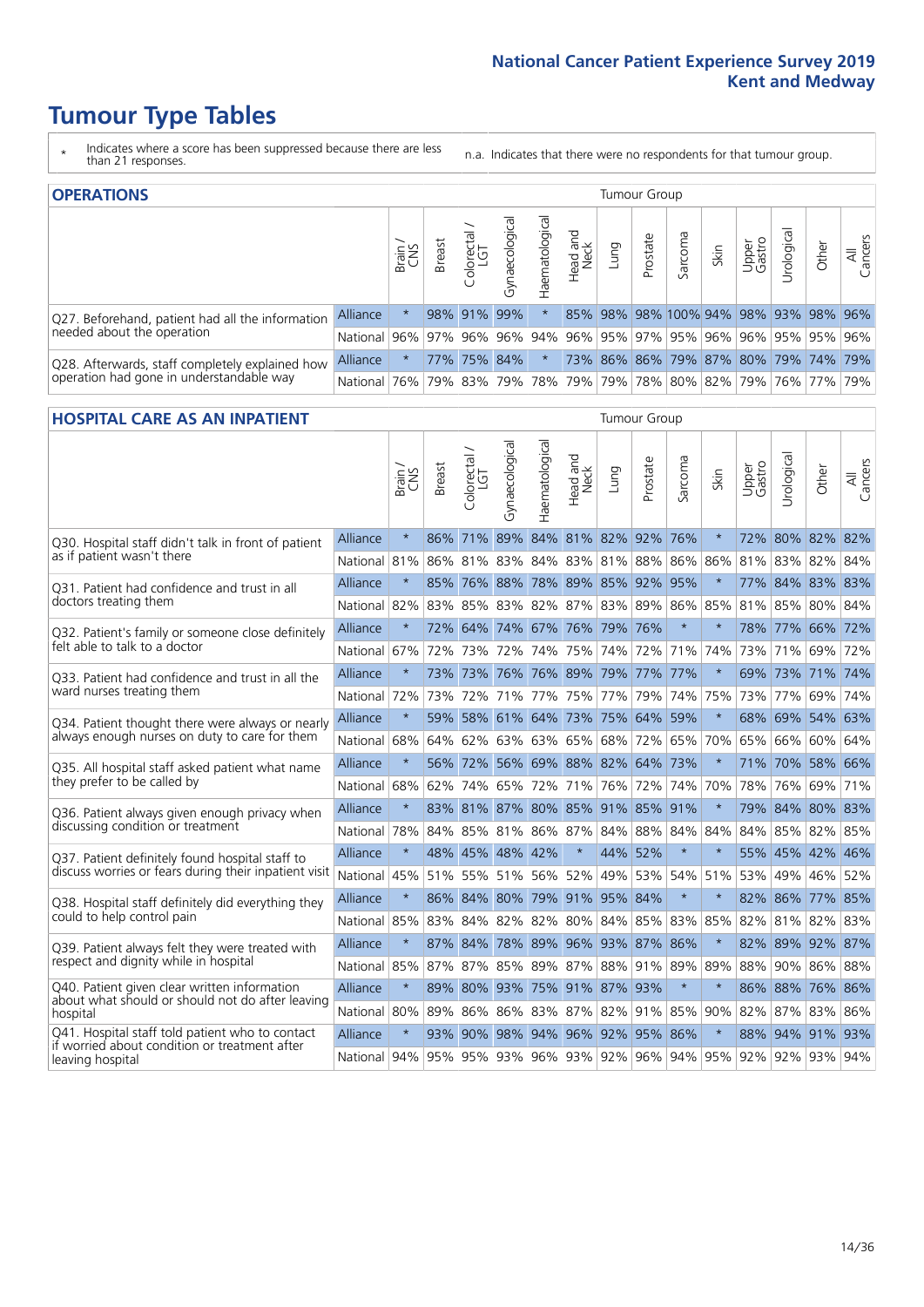# Tumour Type Tables

\* Indicates where a score has been suppressed because there are less than 21 responses.

n.a. Indicates that there were no respondents for that tumour group.

## OPERATIONS

| | | Brain / CNS | Breast | Colorectal / LGT | Gynaecological | Haematological | Head and Neck | Lung | Prostate | Sarcoma | Skin | Upper Gastro | Urological | Other | All Cancers |
|---|---|---|---|---|---|---|---|---|---|---|---|---|---|---|---|
| Q27. Beforehand, patient had all the information needed about the operation | Alliance | * | 98% | 91% | 99% | * | 85% | 98% | 98% | 100% | 94% | 98% | 93% | 98% | 96% |
| | National | 96% | 97% | 96% | 96% | 94% | 96% | 95% | 97% | 95% | 96% | 96% | 95% | 95% | 96% |
| Q28. Afterwards, staff completely explained how operation had gone in understandable way | Alliance | * | 77% | 75% | 84% | * | 73% | 86% | 86% | 79% | 87% | 80% | 79% | 74% | 79% |
| | National | 76% | 79% | 83% | 79% | 78% | 79% | 79% | 78% | 80% | 82% | 79% | 76% | 77% | 79% |

## HOSPITAL CARE AS AN INPATIENT

| | | Brain / CNS | Breast | Colorectal / LGT | Gynaecological | Haematological | Head and Neck | Lung | Prostate | Sarcoma | Skin | Upper Gastro | Urological | Other | All Cancers |
|---|---|---|---|---|---|---|---|---|---|---|---|---|---|---|---|
| Q30. Hospital staff didn't talk in front of patient as if patient wasn't there | Alliance | * | 86% | 71% | 89% | 84% | 81% | 82% | 92% | 76% | * | 72% | 80% | 82% | 82% |
| | National | 81% | 86% | 81% | 83% | 84% | 83% | 81% | 88% | 86% | 86% | 81% | 83% | 82% | 84% |
| Q31. Patient had confidence and trust in all doctors treating them | Alliance | * | 85% | 76% | 88% | 78% | 89% | 85% | 92% | 95% | * | 77% | 84% | 83% | 83% |
| | National | 82% | 83% | 85% | 83% | 82% | 87% | 83% | 89% | 86% | 85% | 81% | 85% | 80% | 84% |
| Q32. Patient's family or someone close definitely felt able to talk to a doctor | Alliance | * | 72% | 64% | 74% | 67% | 76% | 79% | 76% | * | * | 78% | 77% | 66% | 72% |
| | National | 67% | 72% | 73% | 72% | 74% | 75% | 74% | 72% | 71% | 74% | 73% | 71% | 69% | 72% |
| Q33. Patient had confidence and trust in all the ward nurses treating them | Alliance | * | 73% | 73% | 76% | 76% | 89% | 79% | 77% | 77% | * | 69% | 73% | 71% | 74% |
| | National | 72% | 73% | 72% | 71% | 77% | 75% | 77% | 79% | 74% | 75% | 73% | 77% | 69% | 74% |
| Q34. Patient thought there were always or nearly always enough nurses on duty to care for them | Alliance | * | 59% | 58% | 61% | 64% | 73% | 75% | 64% | 59% | * | 68% | 69% | 54% | 63% |
| | National | 68% | 64% | 62% | 63% | 63% | 65% | 68% | 72% | 65% | 70% | 65% | 66% | 60% | 64% |
| Q35. All hospital staff asked patient what name they prefer to be called by | Alliance | * | 56% | 72% | 56% | 69% | 88% | 82% | 64% | 73% | * | 71% | 70% | 58% | 66% |
| | National | 68% | 62% | 74% | 65% | 72% | 71% | 76% | 72% | 74% | 70% | 78% | 76% | 69% | 71% |
| Q36. Patient always given enough privacy when discussing condition or treatment | Alliance | * | 83% | 81% | 87% | 80% | 85% | 91% | 85% | 91% | * | 79% | 84% | 80% | 83% |
| | National | 78% | 84% | 85% | 81% | 86% | 87% | 84% | 88% | 84% | 84% | 84% | 85% | 82% | 85% |
| Q37. Patient definitely found hospital staff to discuss worries or fears during their inpatient visit | Alliance | * | 48% | 45% | 48% | 42% | * | 44% | 52% | * | * | 55% | 45% | 42% | 46% |
| | National | 45% | 51% | 55% | 51% | 56% | 52% | 49% | 53% | 54% | 51% | 53% | 49% | 46% | 52% |
| Q38. Hospital staff definitely did everything they could to help control pain | Alliance | * | 86% | 84% | 80% | 79% | 91% | 95% | 84% | * | * | 82% | 86% | 77% | 85% |
| | National | 85% | 83% | 84% | 82% | 82% | 80% | 84% | 85% | 83% | 85% | 82% | 81% | 82% | 83% |
| Q39. Patient always felt they were treated with respect and dignity while in hospital | Alliance | * | 87% | 84% | 78% | 89% | 96% | 93% | 87% | 86% | * | 82% | 89% | 92% | 87% |
| | National | 85% | 87% | 87% | 85% | 89% | 87% | 88% | 91% | 89% | 89% | 88% | 90% | 86% | 88% |
| Q40. Patient given clear written information about what should or should not do after leaving hospital | Alliance | * | 89% | 80% | 93% | 75% | 91% | 87% | 93% | * | * | 86% | 88% | 76% | 86% |
| | National | 80% | 89% | 86% | 86% | 83% | 87% | 82% | 91% | 85% | 90% | 82% | 87% | 83% | 86% |
| Q41. Hospital staff told patient who to contact if worried about condition or treatment after leaving hospital | Alliance | * | 93% | 90% | 98% | 94% | 96% | 92% | 95% | 86% | * | 88% | 94% | 91% | 93% |
| | National | 94% | 95% | 95% | 93% | 96% | 93% | 92% | 96% | 94% | 95% | 92% | 92% | 93% | 94% |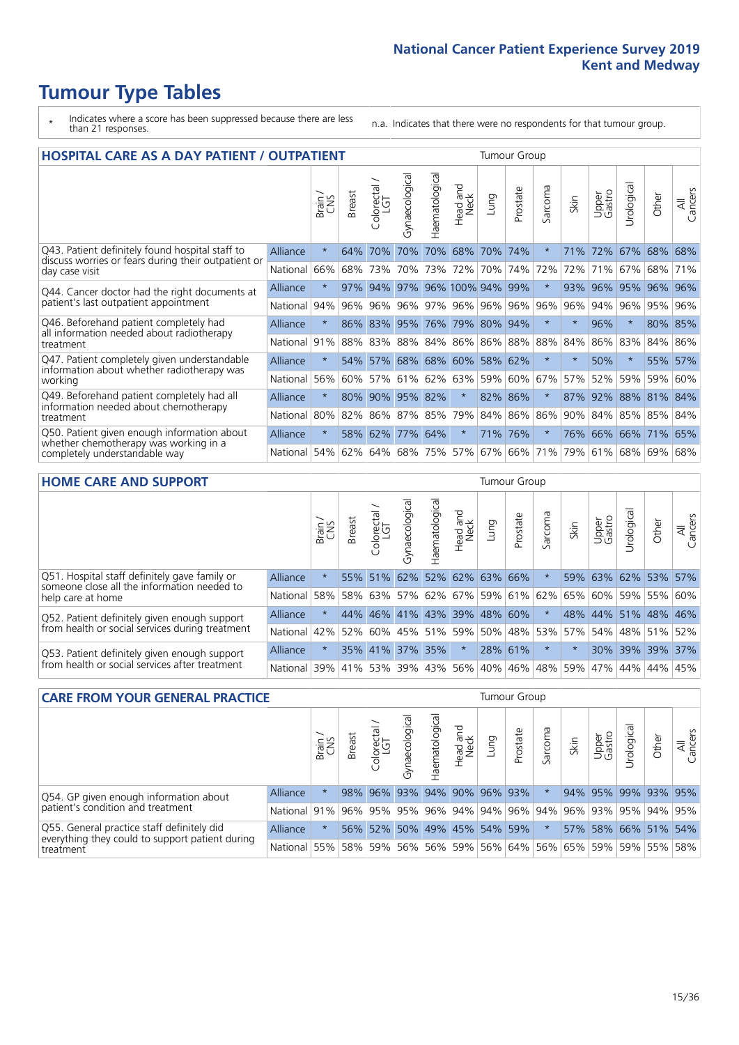# Tumour Type Tables

\* Indicates where a score has been suppressed because there are less than 21 responses.

n.a. Indicates that there were no respondents for that tumour group.

## HOSPITAL CARE AS A DAY PATIENT / OUTPATIENT

| | | Brain / CNS | Breast | Colorectal / LGT | Gynaecological | Haematological | Head and Neck | Lung | Prostate | Sarcoma | Skin | Upper Gastro | Urological | Other | All Cancers |
|---|---|---|---|---|---|---|---|---|---|---|---|---|---|---|---|
| Q43. Patient definitely found hospital staff to discuss worries or fears during their outpatient or day case visit | Alliance | * | 64% | 70% | 70% | 70% | 68% | 70% | 74% | * | 71% | 72% | 67% | 68% | 68% |
| | National | 66% | 68% | 73% | 70% | 73% | 72% | 70% | 74% | 72% | 72% | 71% | 67% | 68% | 71% |
| Q44. Cancer doctor had the right documents at patient's last outpatient appointment | Alliance | * | 97% | 94% | 97% | 96% | 100% | 94% | 99% | * | 93% | 96% | 95% | 96% | 96% |
| | National | 94% | 96% | 96% | 96% | 97% | 96% | 96% | 96% | 96% | 96% | 94% | 96% | 95% | 96% |
| Q46. Beforehand patient completely had all information needed about radiotherapy treatment | Alliance | * | 86% | 83% | 95% | 76% | 79% | 80% | 94% | * | * | 96% | * | 80% | 85% |
| | National | 91% | 88% | 83% | 88% | 84% | 86% | 86% | 88% | 88% | 84% | 86% | 83% | 84% | 86% |
| Q47. Patient completely given understandable information about whether radiotherapy was working | Alliance | * | 54% | 57% | 68% | 68% | 60% | 58% | 62% | * | * | 50% | * | 55% | 57% |
| | National | 56% | 60% | 57% | 61% | 62% | 63% | 59% | 60% | 67% | 57% | 52% | 59% | 59% | 60% |
| Q49. Beforehand patient completely had all information needed about chemotherapy treatment | Alliance | * | 80% | 90% | 95% | 82% | * | 82% | 86% | * | 87% | 92% | 88% | 81% | 84% |
| | National | 80% | 82% | 86% | 87% | 85% | 79% | 84% | 86% | 86% | 90% | 84% | 85% | 85% | 84% |
| Q50. Patient given enough information about whether chemotherapy was working in a completely understandable way | Alliance | * | 58% | 62% | 77% | 64% | * | 71% | 76% | * | 76% | 66% | 66% | 71% | 65% |
| | National | 54% | 62% | 64% | 68% | 75% | 57% | 67% | 66% | 71% | 79% | 61% | 68% | 69% | 68% |

## HOME CARE AND SUPPORT

| | | Brain / CNS | Breast | Colorectal / LGT | Gynaecological | Haematological | Head and Neck | Lung | Prostate | Sarcoma | Skin | Upper Gastro | Urological | Other | All Cancers |
|---|---|---|---|---|---|---|---|---|---|---|---|---|---|---|---|
| Q51. Hospital staff definitely gave family or someone close all the information needed to help care at home | Alliance | * | 55% | 51% | 62% | 52% | 62% | 63% | 66% | * | 59% | 63% | 62% | 53% | 57% |
| | National | 58% | 58% | 63% | 57% | 62% | 67% | 59% | 61% | 62% | 65% | 60% | 59% | 55% | 60% |
| Q52. Patient definitely given enough support from health or social services during treatment | Alliance | * | 44% | 46% | 41% | 43% | 39% | 48% | 60% | * | 48% | 44% | 51% | 48% | 46% |
| | National | 42% | 52% | 60% | 45% | 51% | 59% | 50% | 48% | 53% | 57% | 54% | 48% | 51% | 52% |
| Q53. Patient definitely given enough support from health or social services after treatment | Alliance | * | 35% | 41% | 37% | 35% | * | 28% | 61% | * | * | 30% | 39% | 39% | 37% |
| | National | 39% | 41% | 53% | 39% | 43% | 56% | 40% | 46% | 48% | 59% | 47% | 44% | 44% | 45% |

## CARE FROM YOUR GENERAL PRACTICE

| | | Brain / CNS | Breast | Colorectal / LGT | Gynaecological | Haematological | Head and Neck | Lung | Prostate | Sarcoma | Skin | Upper Gastro | Urological | Other | All Cancers |
|---|---|---|---|---|---|---|---|---|---|---|---|---|---|---|---|
| Q54. GP given enough information about patient's condition and treatment | Alliance | * | 98% | 96% | 93% | 94% | 90% | 96% | 93% | * | 94% | 95% | 99% | 93% | 95% |
| | National | 91% | 96% | 95% | 95% | 96% | 94% | 94% | 96% | 94% | 96% | 93% | 95% | 94% | 95% |
| Q55. General practice staff definitely did everything they could to support patient during treatment | Alliance | * | 56% | 52% | 50% | 49% | 45% | 54% | 59% | * | 57% | 58% | 66% | 51% | 54% |
| | National | 55% | 58% | 59% | 56% | 56% | 59% | 56% | 64% | 56% | 65% | 59% | 59% | 55% | 58% |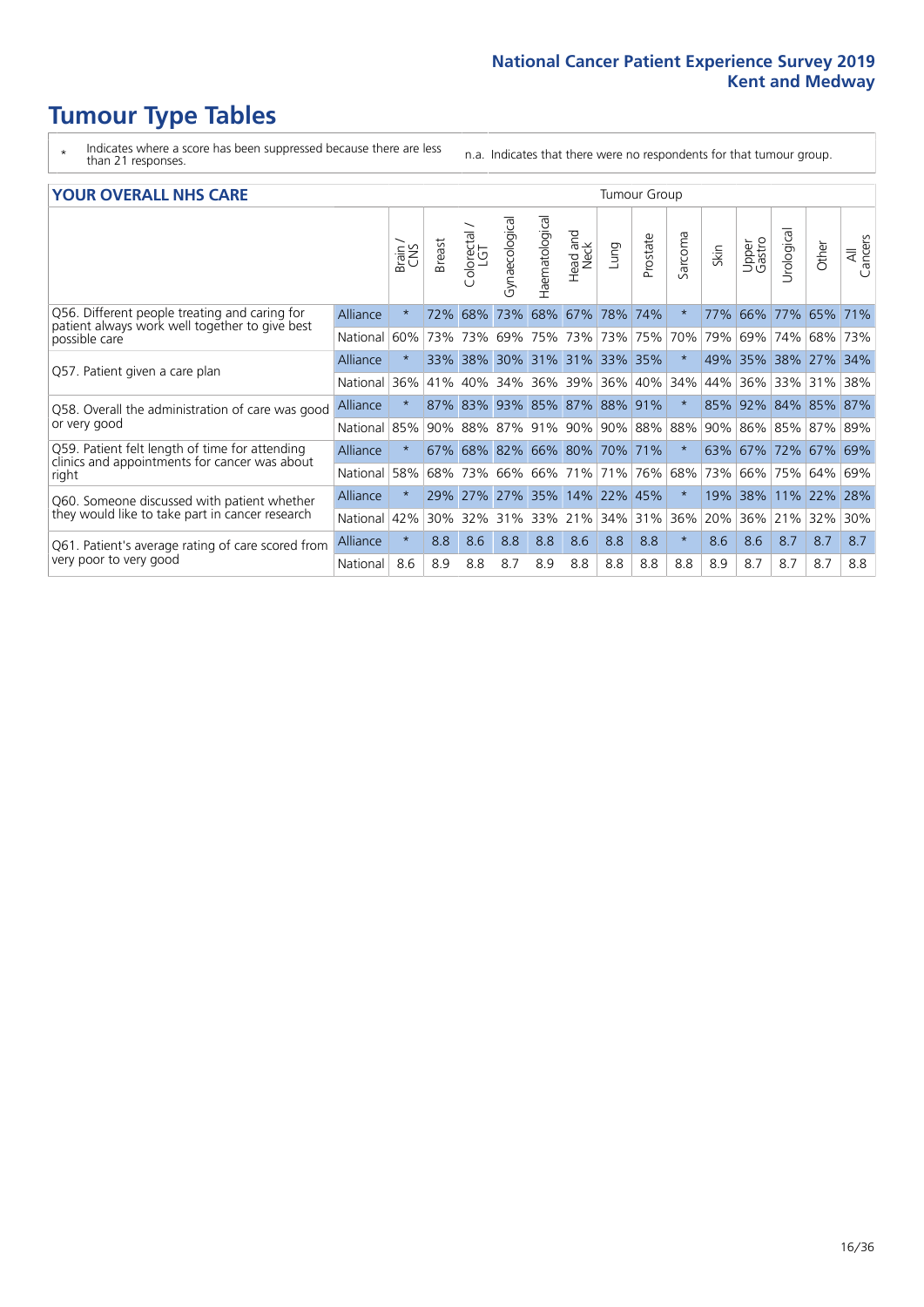# Tumour Type Tables

\* Indicates where a score has been suppressed because there are less than 21 responses.

n.a. Indicates that there were no respondents for that tumour group.

## YOUR OVERALL NHS CARE

| | | Brain / CNS | Breast | Colorectal / LGT | Gynaecological | Haematological | Head and Neck | Lung | Prostate | Sarcoma | Skin | Upper Gastro | Urological | Other | All Cancers |
|---|---|---|---|---|---|---|---|---|---|---|---|---|---|---|---|
| Q56. Different people treating and caring for patient always work well together to give best possible care | Alliance | * | 72% | 68% | 73% | 68% | 67% | 78% | 74% | * | 77% | 66% | 77% | 65% | 71% |
| | National | 60% | 73% | 73% | 69% | 75% | 73% | 73% | 75% | 70% | 79% | 69% | 74% | 68% | 73% |
| Q57. Patient given a care plan | Alliance | * | 33% | 38% | 30% | 31% | 31% | 33% | 35% | * | 49% | 35% | 38% | 27% | 34% |
| | National | 36% | 41% | 40% | 34% | 36% | 39% | 36% | 40% | 34% | 44% | 36% | 33% | 31% | 38% |
| Q58. Overall the administration of care was good or very good | Alliance | * | 87% | 83% | 93% | 85% | 87% | 88% | 91% | * | 85% | 92% | 84% | 85% | 87% |
| | National | 85% | 90% | 88% | 87% | 91% | 90% | 90% | 88% | 88% | 90% | 86% | 85% | 87% | 89% |
| Q59. Patient felt length of time for attending clinics and appointments for cancer was about right | Alliance | * | 67% | 68% | 82% | 66% | 80% | 70% | 71% | * | 63% | 67% | 72% | 67% | 69% |
| | National | 58% | 68% | 73% | 66% | 66% | 71% | 71% | 76% | 68% | 73% | 66% | 75% | 64% | 69% |
| Q60. Someone discussed with patient whether they would like to take part in cancer research | Alliance | * | 29% | 27% | 27% | 35% | 14% | 22% | 45% | * | 19% | 38% | 11% | 22% | 28% |
| | National | 42% | 30% | 32% | 31% | 33% | 21% | 34% | 31% | 36% | 20% | 36% | 21% | 32% | 30% |
| Q61. Patient's average rating of care scored from very poor to very good | Alliance | * | 8.8 | 8.6 | 8.8 | 8.8 | 8.6 | 8.8 | 8.8 | * | 8.6 | 8.6 | 8.7 | 8.7 | 8.7 |
| | National | 8.6 | 8.9 | 8.8 | 8.7 | 8.9 | 8.8 | 8.8 | 8.8 | 8.8 | 8.9 | 8.7 | 8.7 | 8.7 | 8.8 |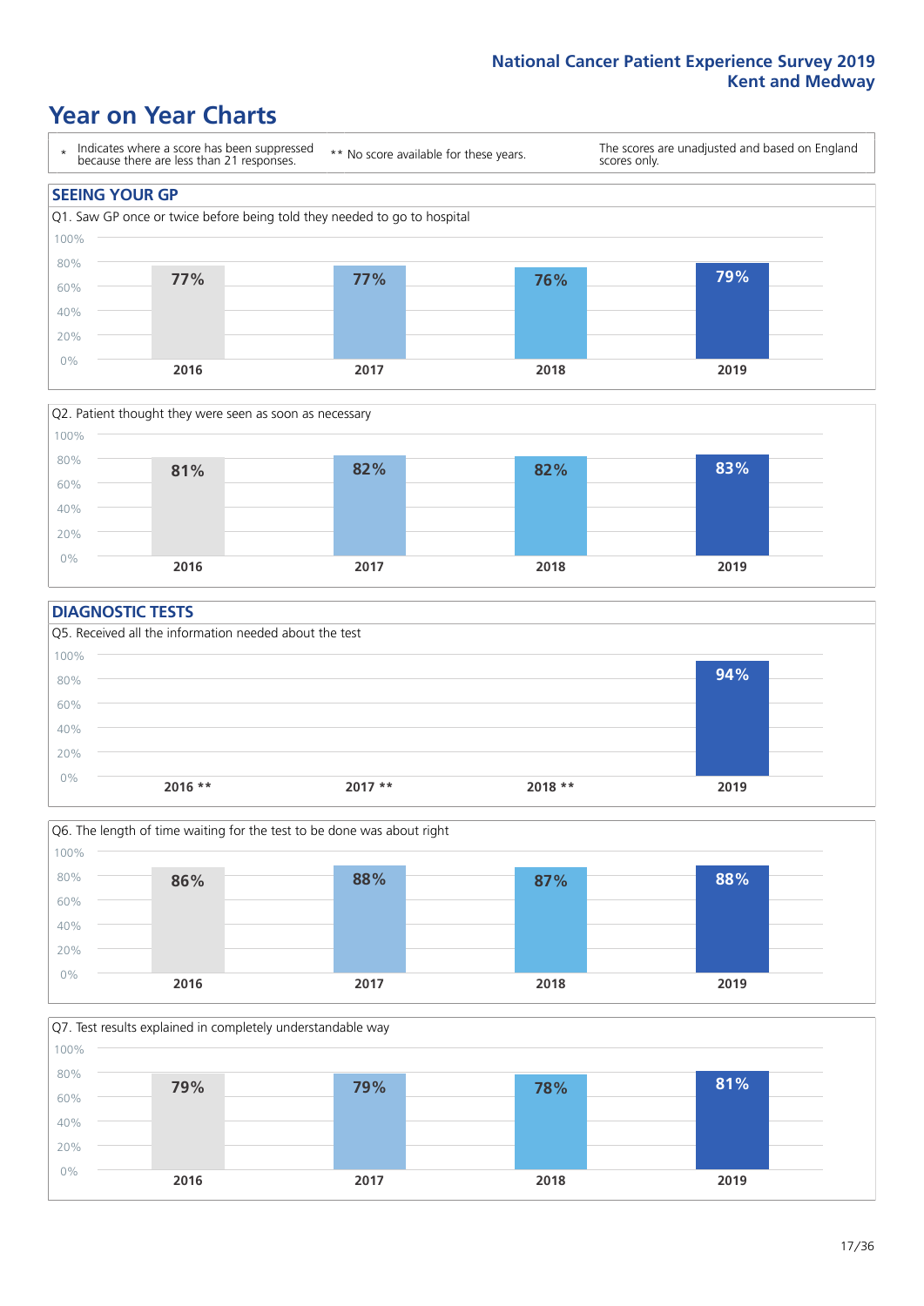# Year on Year Charts

\* Indicates where a score has been suppressed because there are less than 21 responses.

** No score available for these years.

The scores are unadjusted and based on England scores only.

## SEEING YOUR GP

Q1. Saw GP once or twice before being told they needed to go to hospital

| 2016 | 2017 | 2018 | 2019 |
|---|---|---|---|
| 77% | 77% | 76% | 79% |

Q2. Patient thought they were seen as soon as necessary

| 2016 | 2017 | 2018 | 2019 |
|---|---|---|---|
| 81% | 82% | 82% | 83% |

## DIAGNOSTIC TESTS

Q5. Received all the information needed about the test

| 2016 ** | 2017 ** | 2018 ** | 2019 |
|---|---|---|---|
| | | | 94% |

Q6. The length of time waiting for the test to be done was about right

| 2016 | 2017 | 2018 | 2019 |
|---|---|---|---|
| 86% | 88% | 87% | 88% |

Q7. Test results explained in completely understandable way

| 2016 | 2017 | 2018 | 2019 |
|---|---|---|---|
| 79% | 79% | 78% | 81% |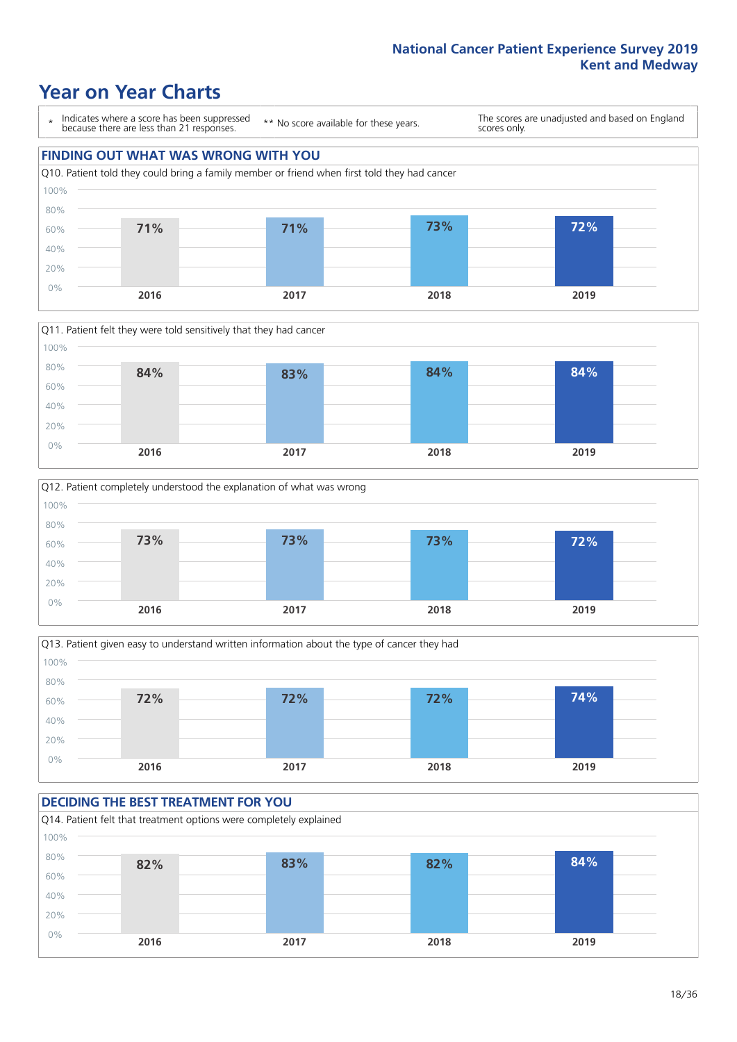## National Cancer Patient Experience Survey 2019
## Kent and Medway

# Year on Year Charts

\* Indicates where a score has been suppressed because there are less than 21 responses.

** No score available for these years.

The scores are unadjusted and based on England scores only.

## FINDING OUT WHAT WAS WRONG WITH YOU

Q10. Patient told they could bring a family member or friend when first told they had cancer

| 2016 | 2017 | 2018 | 2019 |
|---|---|---|---|
| 71% | 71% | 73% | 72% |

Q11. Patient felt they were told sensitively that they had cancer

| 2016 | 2017 | 2018 | 2019 |
|---|---|---|---|
| 84% | 83% | 84% | 84% |

Q12. Patient completely understood the explanation of what was wrong

| 2016 | 2017 | 2018 | 2019 |
|---|---|---|---|
| 73% | 73% | 73% | 72% |

Q13. Patient given easy to understand written information about the type of cancer they had

| 2016 | 2017 | 2018 | 2019 |
|---|---|---|---|
| 72% | 72% | 72% | 74% |

## DECIDING THE BEST TREATMENT FOR YOU

Q14. Patient felt that treatment options were completely explained

| 2016 | 2017 | 2018 | 2019 |
|---|---|---|---|
| 82% | 83% | 82% | 84% |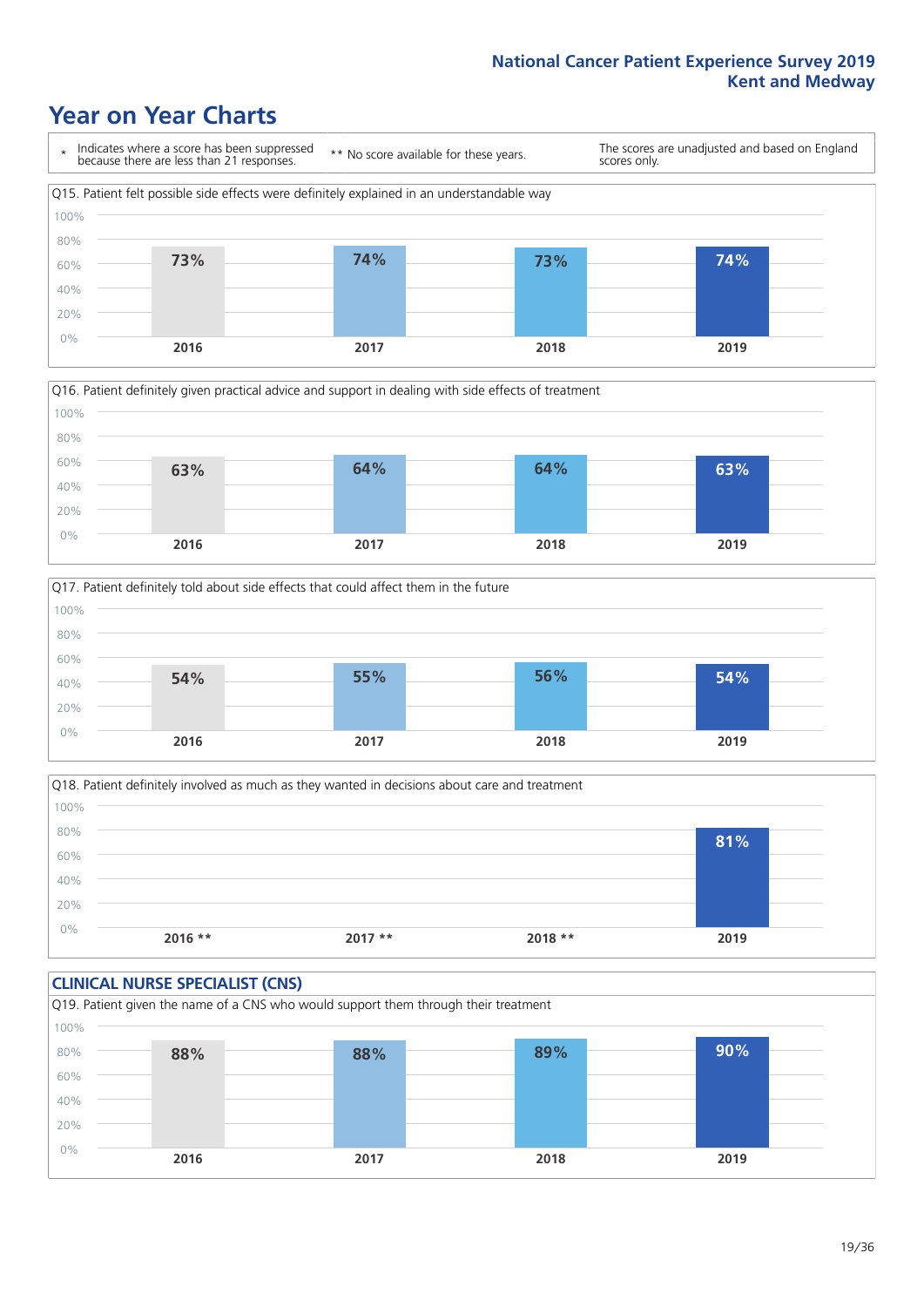# Year on Year Charts

\* Indicates where a score has been suppressed because there are less than 21 responses.

\*\* No score available for these years.

The scores are unadjusted and based on England scores only.

Q15. Patient felt possible side effects were definitely explained in an understandable way

| 2016 | 2017 | 2018 | 2019 |
|---|---|---|---|
| 73% | 74% | 73% | 74% |

Q16. Patient definitely given practical advice and support in dealing with side effects of treatment

| 2016 | 2017 | 2018 | 2019 |
|---|---|---|---|
| 63% | 64% | 64% | 63% |

Q17. Patient definitely told about side effects that could affect them in the future

| 2016 | 2017 | 2018 | 2019 |
|---|---|---|---|
| 54% | 55% | 56% | 54% |

Q18. Patient definitely involved as much as they wanted in decisions about care and treatment

| 2016 ** | 2017 ** | 2018 ** | 2019 |
|---|---|---|---|
| | | | 81% |

## CLINICAL NURSE SPECIALIST (CNS)

Q19. Patient given the name of a CNS who would support them through their treatment

| 2016 | 2017 | 2018 | 2019 |
|---|---|---|---|
| 88% | 88% | 89% | 90% |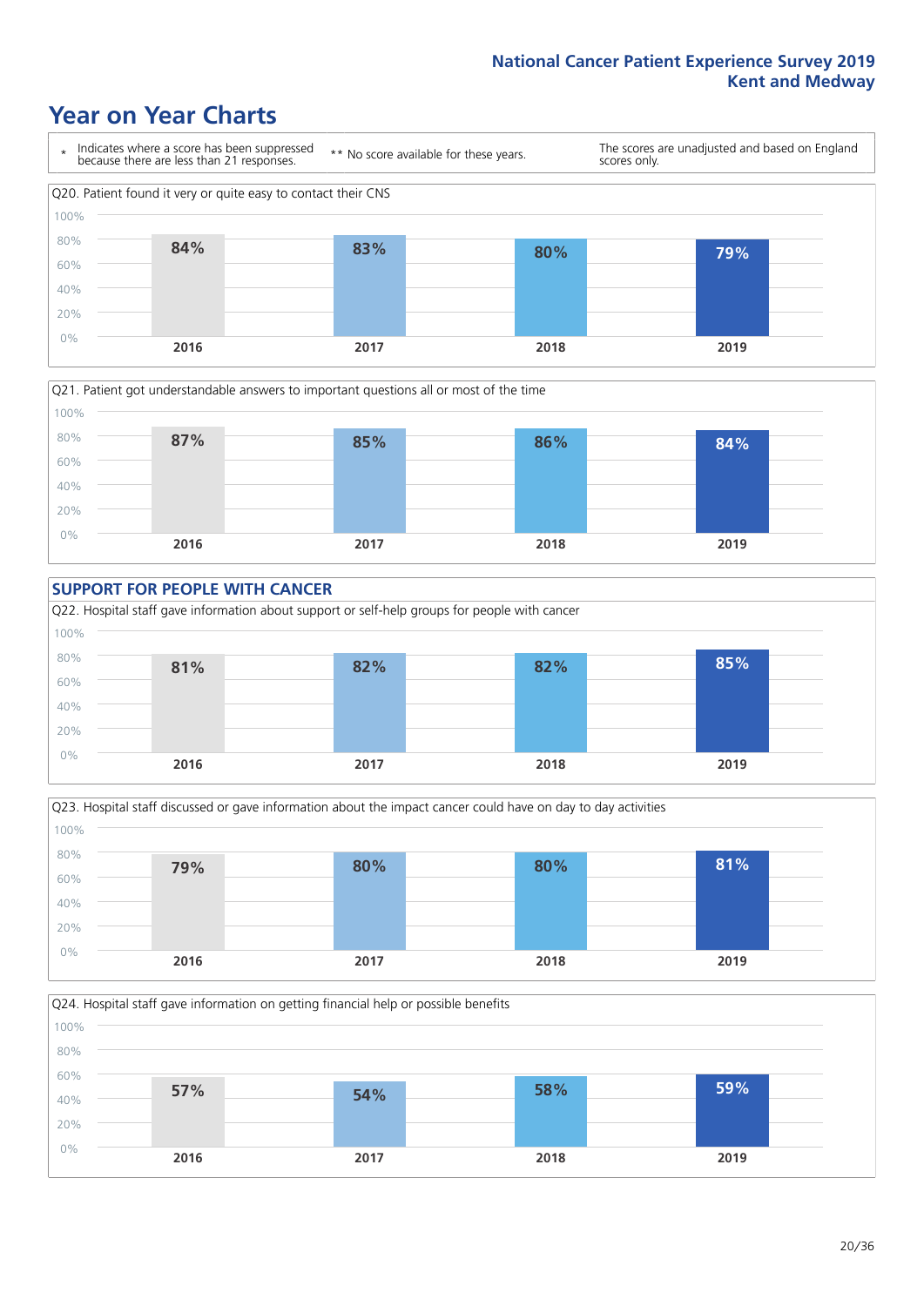# Year on Year Charts

\* Indicates where a score has been suppressed because there are less than 21 responses. ** No score available for these years. The scores are unadjusted and based on England scores only.

Q20. Patient found it very or quite easy to contact their CNS

| 2016 | 2017 | 2018 | 2019 |
|---|---|---|---|
| 84% | 83% | 80% | 79% |

Q21. Patient got understandable answers to important questions all or most of the time

| 2016 | 2017 | 2018 | 2019 |
|---|---|---|---|
| 87% | 85% | 86% | 84% |

## SUPPORT FOR PEOPLE WITH CANCER

Q22. Hospital staff gave information about support or self-help groups for people with cancer

| 2016 | 2017 | 2018 | 2019 |
|---|---|---|---|
| 81% | 82% | 82% | 85% |

Q23. Hospital staff discussed or gave information about the impact cancer could have on day to day activities

| 2016 | 2017 | 2018 | 2019 |
|---|---|---|---|
| 79% | 80% | 80% | 81% |

Q24. Hospital staff gave information on getting financial help or possible benefits

| 2016 | 2017 | 2018 | 2019 |
|---|---|---|---|
| 57% | 54% | 58% | 59% |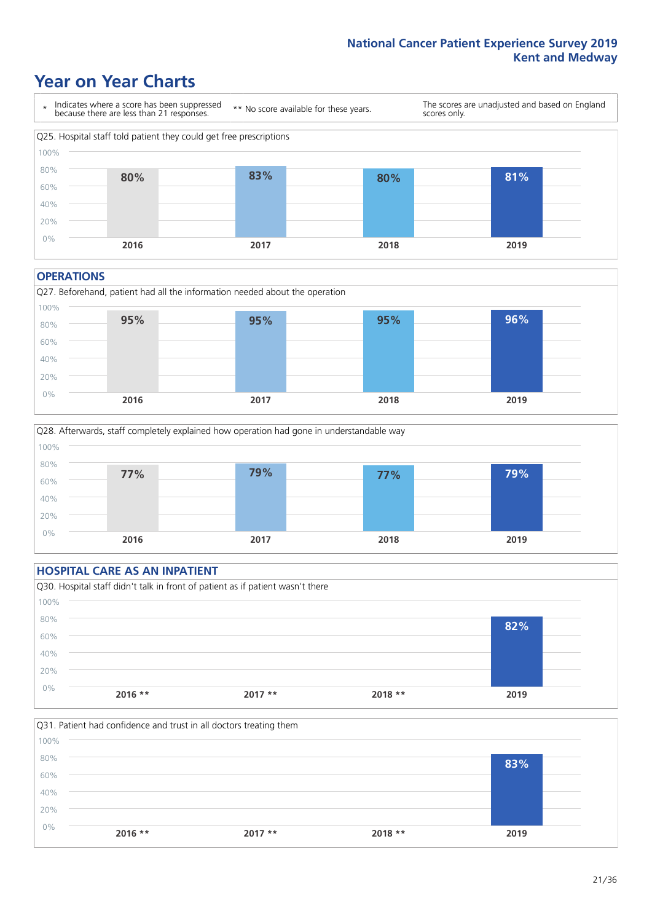# Year on Year Charts

\* Indicates where a score has been suppressed because there are less than 21 responses.

** No score available for these years.

The scores are unadjusted and based on England scores only.

Q25. Hospital staff told patient they could get free prescriptions

| 2016 | 2017 | 2018 | 2019 |
|---|---|---|---|
| 80% | 83% | 80% | 81% |

## OPERATIONS

Q27. Beforehand, patient had all the information needed about the operation

| 2016 | 2017 | 2018 | 2019 |
|---|---|---|---|
| 95% | 95% | 95% | 96% |

Q28. Afterwards, staff completely explained how operation had gone in understandable way

| 2016 | 2017 | 2018 | 2019 |
|---|---|---|---|
| 77% | 79% | 77% | 79% |

## HOSPITAL CARE AS AN INPATIENT

Q30. Hospital staff didn't talk in front of patient as if patient wasn't there

| 2016 ** | 2017 ** | 2018 ** | 2019 |
|---|---|---|---|
| | | | 82% |

Q31. Patient had confidence and trust in all doctors treating them

| 2016 ** | 2017 ** | 2018 ** | 2019 |
|---|---|---|---|
| | | | 83% |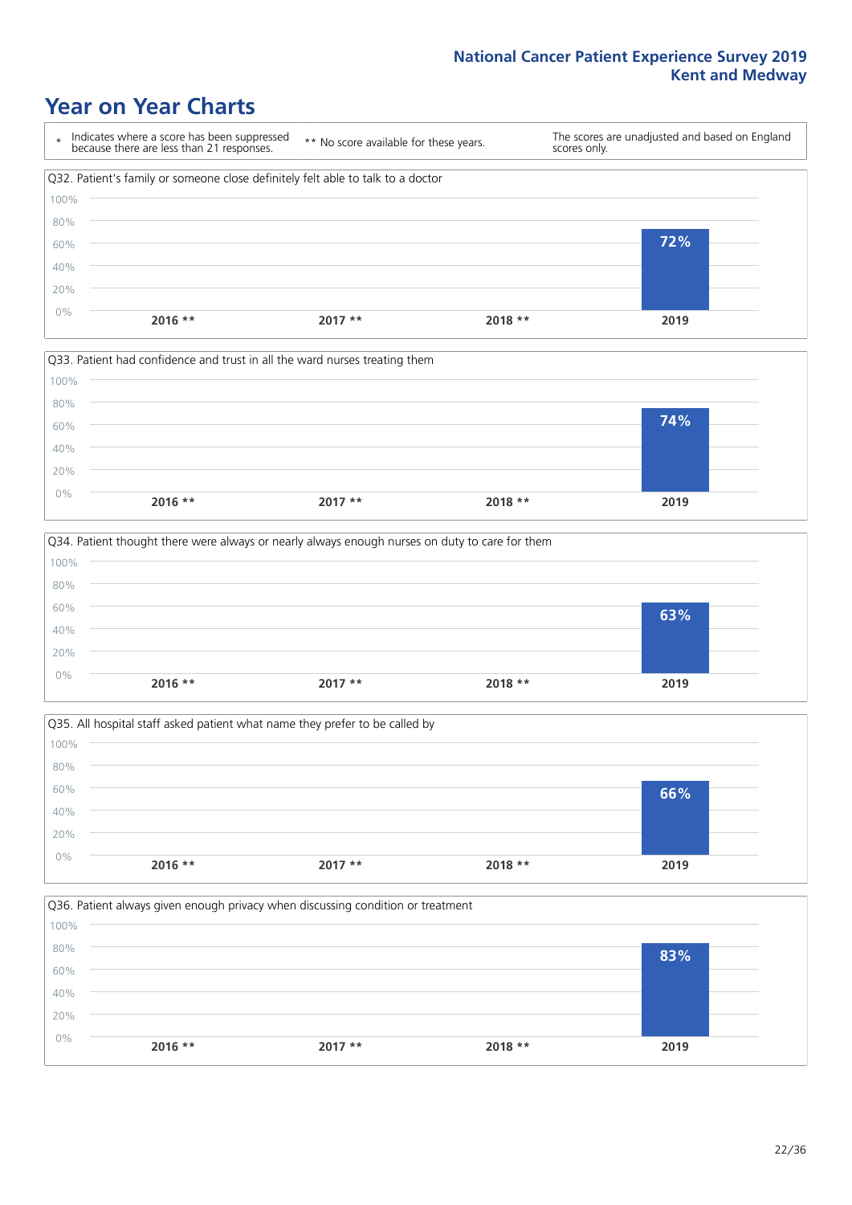# Year on Year Charts

| * Indicates where a score has been suppressed because there are less than 21 responses. | ** No score available for these years. | The scores are unadjusted and based on England scores only. |
|---|---|---|

Q32. Patient's family or someone close definitely felt able to talk to a doctor

| 2016 ** | 2017 ** | 2018 ** | 2019 |
|---|---|---|---|
| | | | 72% |

Q33. Patient had confidence and trust in all the ward nurses treating them

| 2016 ** | 2017 ** | 2018 ** | 2019 |
|---|---|---|---|
| | | | 74% |

Q34. Patient thought there were always or nearly always enough nurses on duty to care for them

| 2016 ** | 2017 ** | 2018 ** | 2019 |
|---|---|---|---|
| | | | 63% |

Q35. All hospital staff asked patient what name they prefer to be called by

| 2016 ** | 2017 ** | 2018 ** | 2019 |
|---|---|---|---|
| | | | 66% |

Q36. Patient always given enough privacy when discussing condition or treatment

| 2016 ** | 2017 ** | 2018 ** | 2019 |
|---|---|---|---|
| | | | 83% |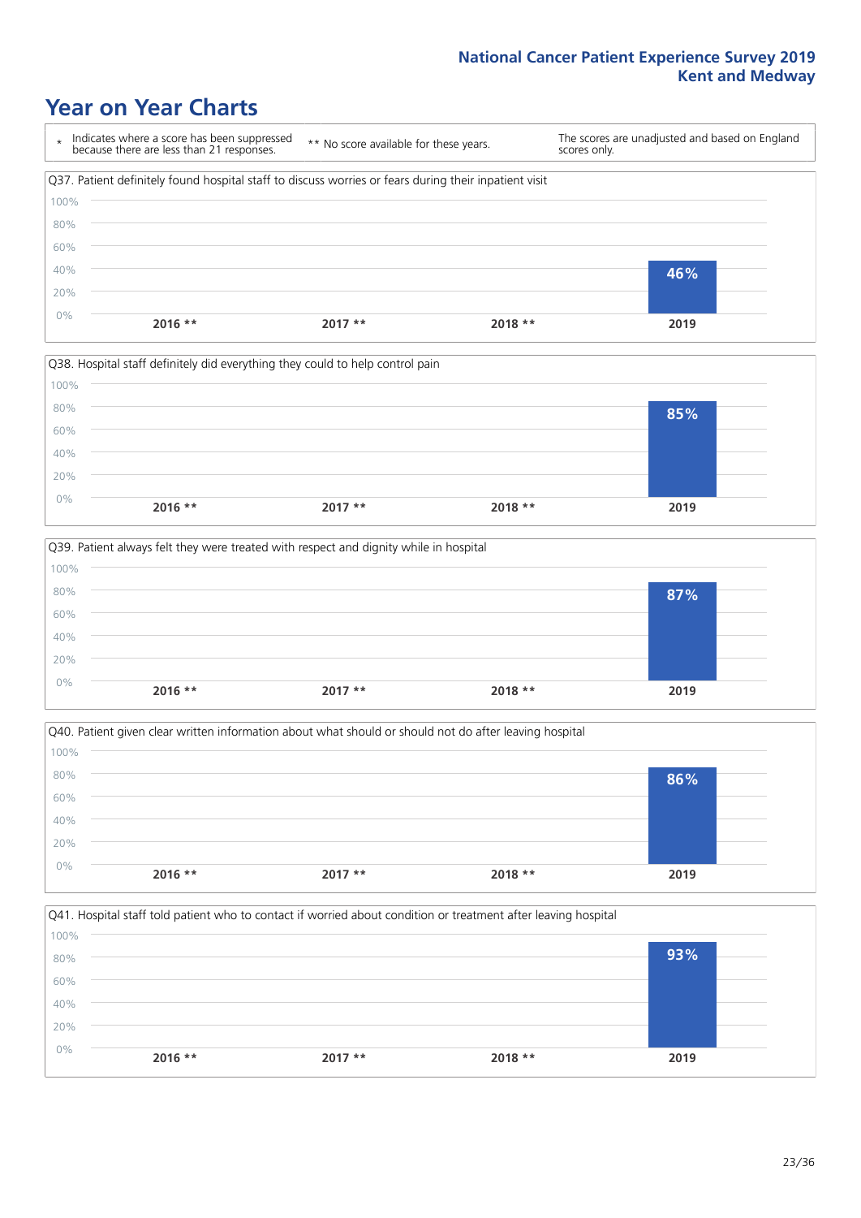# Year on Year Charts

| * Indicates where a score has been suppressed because there are less than 21 responses. | ** No score available for these years. | The scores are unadjusted and based on England scores only. |
|---|---|---|

Q37. Patient definitely found hospital staff to discuss worries or fears during their inpatient visit

| 2016 ** | 2017 ** | 2018 ** | 2019 |
|---|---|---|---|
| | | | 46% |

Q38. Hospital staff definitely did everything they could to help control pain

| 2016 ** | 2017 ** | 2018 ** | 2019 |
|---|---|---|---|
| | | | 85% |

Q39. Patient always felt they were treated with respect and dignity while in hospital

| 2016 ** | 2017 ** | 2018 ** | 2019 |
|---|---|---|---|
| | | | 87% |

Q40. Patient given clear written information about what should or should not do after leaving hospital

| 2016 ** | 2017 ** | 2018 ** | 2019 |
|---|---|---|---|
| | | | 86% |

Q41. Hospital staff told patient who to contact if worried about condition or treatment after leaving hospital

| 2016 ** | 2017 ** | 2018 ** | 2019 |
|---|---|---|---|
| | | | 93% |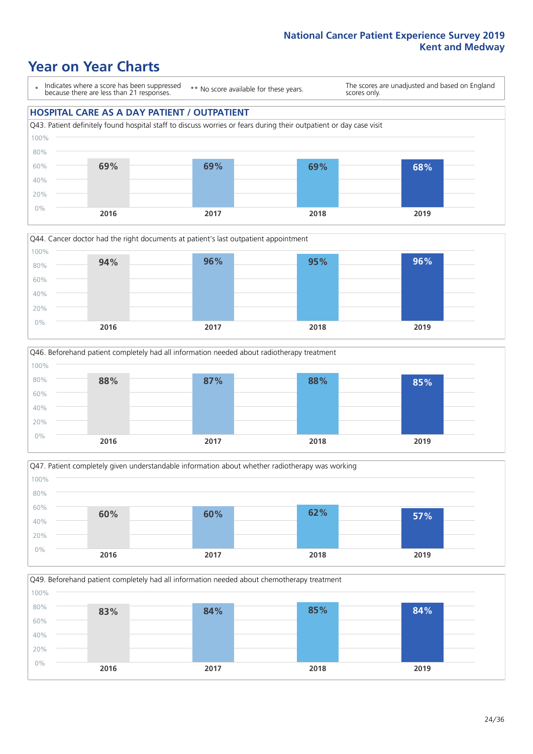# Year on Year Charts

\* Indicates where a score has been suppressed because there are less than 21 responses.

\*\* No score available for these years.

The scores are unadjusted and based on England scores only.

## HOSPITAL CARE AS A DAY PATIENT / OUTPATIENT

Q43. Patient definitely found hospital staff to discuss worries or fears during their outpatient or day case visit

| 2016 | 2017 | 2018 | 2019 |
|---|---|---|---|
| 69% | 69% | 69% | 68% |

Q44. Cancer doctor had the right documents at patient's last outpatient appointment

| 2016 | 2017 | 2018 | 2019 |
|---|---|---|---|
| 94% | 96% | 95% | 96% |

Q46. Beforehand patient completely had all information needed about radiotherapy treatment

| 2016 | 2017 | 2018 | 2019 |
|---|---|---|---|
| 88% | 87% | 88% | 85% |

Q47. Patient completely given understandable information about whether radiotherapy was working

| 2016 | 2017 | 2018 | 2019 |
|---|---|---|---|
| 60% | 60% | 62% | 57% |

Q49. Beforehand patient completely had all information needed about chemotherapy treatment

| 2016 | 2017 | 2018 | 2019 |
|---|---|---|---|
| 83% | 84% | 85% | 84% |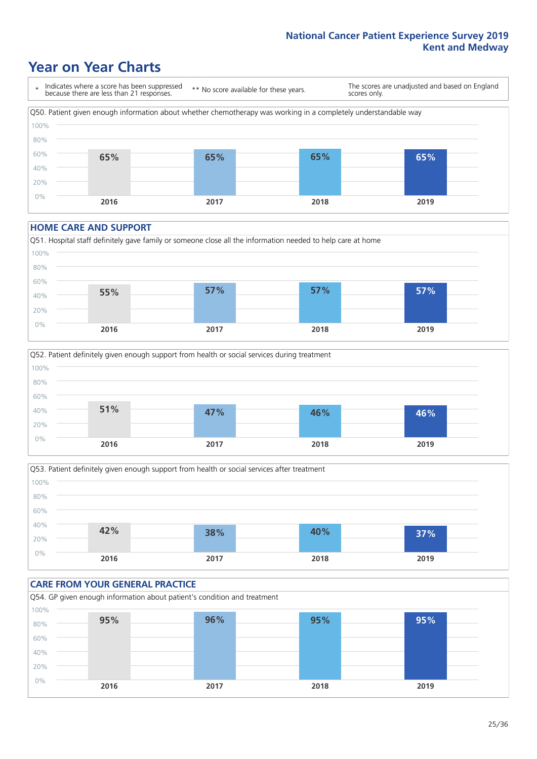## Year on Year Charts

| * Indicates where a score has been suppressed because there are less than 21 responses. | ** No score available for these years. | The scores are unadjusted and based on England scores only. |
|---|---|---|

Q50. Patient given enough information about whether chemotherapy was working in a completely understandable way

| 2016 | 2017 | 2018 | 2019 |
|---|---|---|---|
| 65% | 65% | 65% | 65% |

### HOME CARE AND SUPPORT

Q51. Hospital staff definitely gave family or someone close all the information needed to help care at home

| 2016 | 2017 | 2018 | 2019 |
|---|---|---|---|
| 55% | 57% | 57% | 57% |

Q52. Patient definitely given enough support from health or social services during treatment

| 2016 | 2017 | 2018 | 2019 |
|---|---|---|---|
| 51% | 47% | 46% | 46% |

Q53. Patient definitely given enough support from health or social services after treatment

| 2016 | 2017 | 2018 | 2019 |
|---|---|---|---|
| 42% | 38% | 40% | 37% |

### CARE FROM YOUR GENERAL PRACTICE

Q54. GP given enough information about patient's condition and treatment

| 2016 | 2017 | 2018 | 2019 |
|---|---|---|---|
| 95% | 96% | 95% | 95% |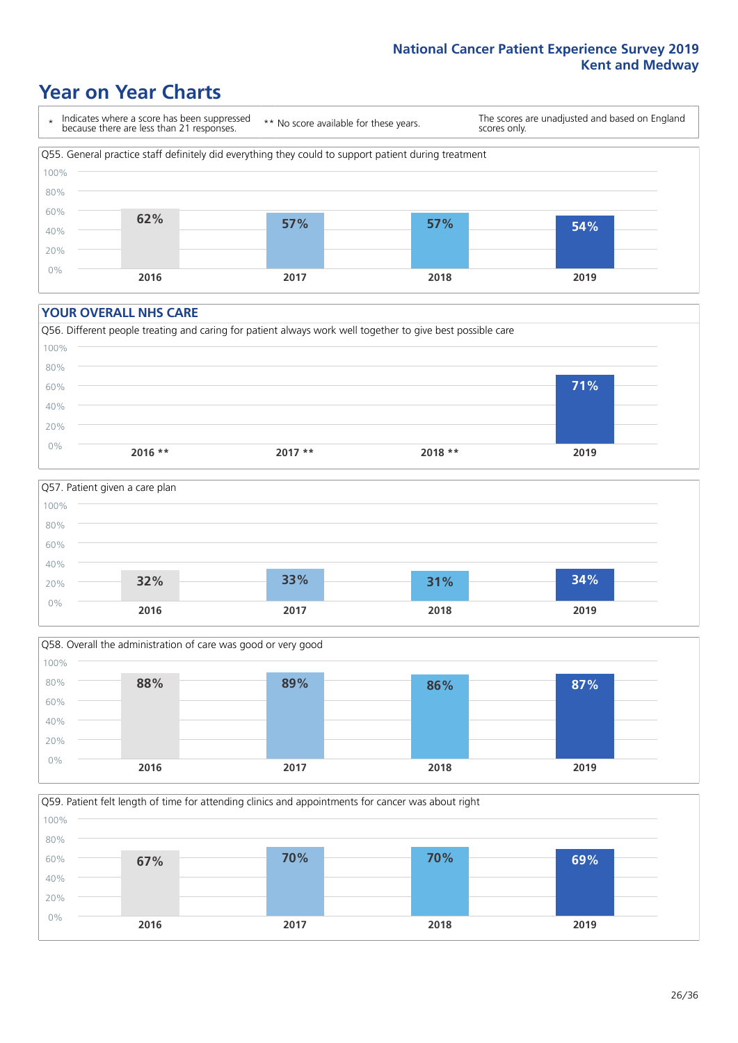# Year on Year Charts

\* Indicates where a score has been suppressed because there are less than 21 responses.

** No score available for these years.

The scores are unadjusted and based on England scores only.

Q55. General practice staff definitely did everything they could to support patient during treatment

| 2016 | 2017 | 2018 | 2019 |
|---|---|---|---|
| 62% | 57% | 57% | 54% |

## YOUR OVERALL NHS CARE

Q56. Different people treating and caring for patient always work well together to give best possible care

| 2016 ** | 2017 ** | 2018 ** | 2019 |
|---|---|---|---|
| | | | 71% |

Q57. Patient given a care plan

| 2016 | 2017 | 2018 | 2019 |
|---|---|---|---|
| 32% | 33% | 31% | 34% |

Q58. Overall the administration of care was good or very good

| 2016 | 2017 | 2018 | 2019 |
|---|---|---|---|
| 88% | 89% | 86% | 87% |

Q59. Patient felt length of time for attending clinics and appointments for cancer was about right

| 2016 | 2017 | 2018 | 2019 |
|---|---|---|---|
| 67% | 70% | 70% | 69% |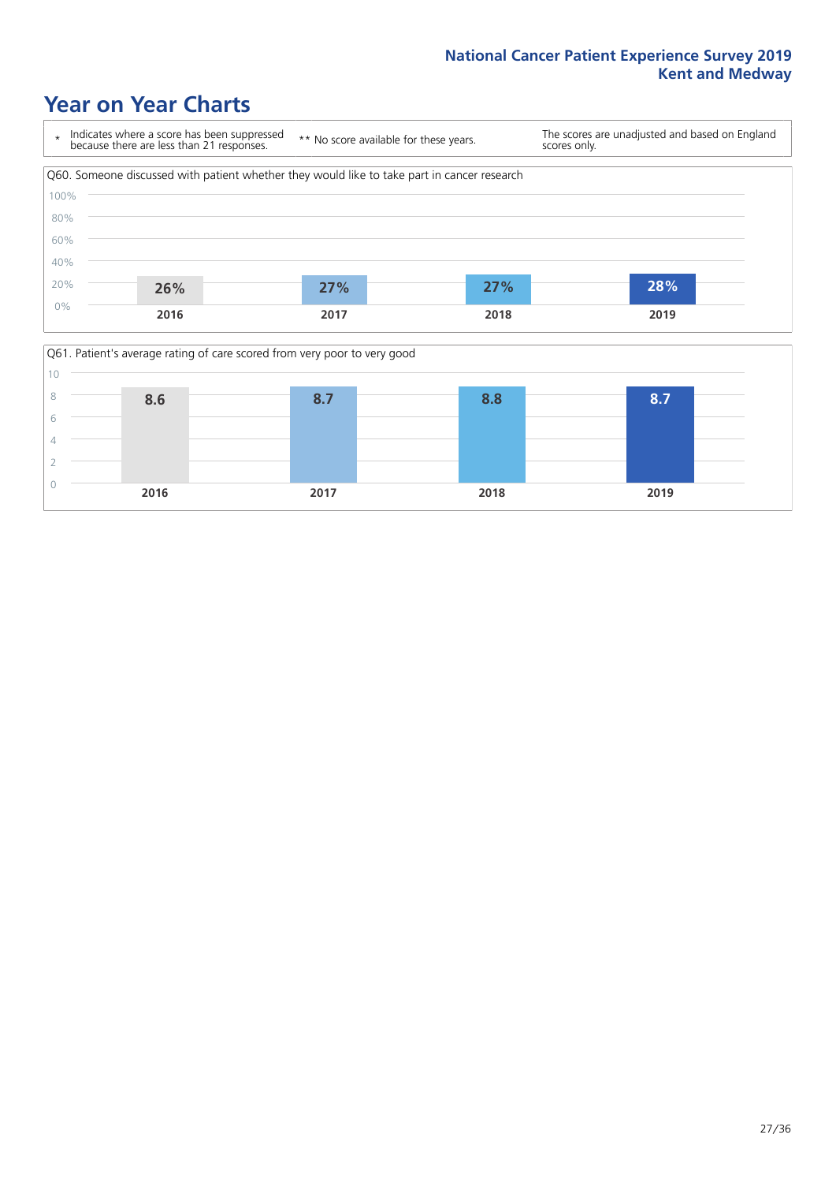# Year on Year Charts

\* Indicates where a score has been suppressed because there are less than 21 responses.

\*\* No score available for these years.

The scores are unadjusted and based on England scores only.

Q60. Someone discussed with patient whether they would like to take part in cancer research

| 2016 | 2017 | 2018 | 2019 |
|---|---|---|---|
| 26% | 27% | 27% | 28% |

Q61. Patient's average rating of care scored from very poor to very good

| 2016 | 2017 | 2018 | 2019 |
|---|---|---|---|
| 8.6 | 8.7 | 8.8 | 8.7 |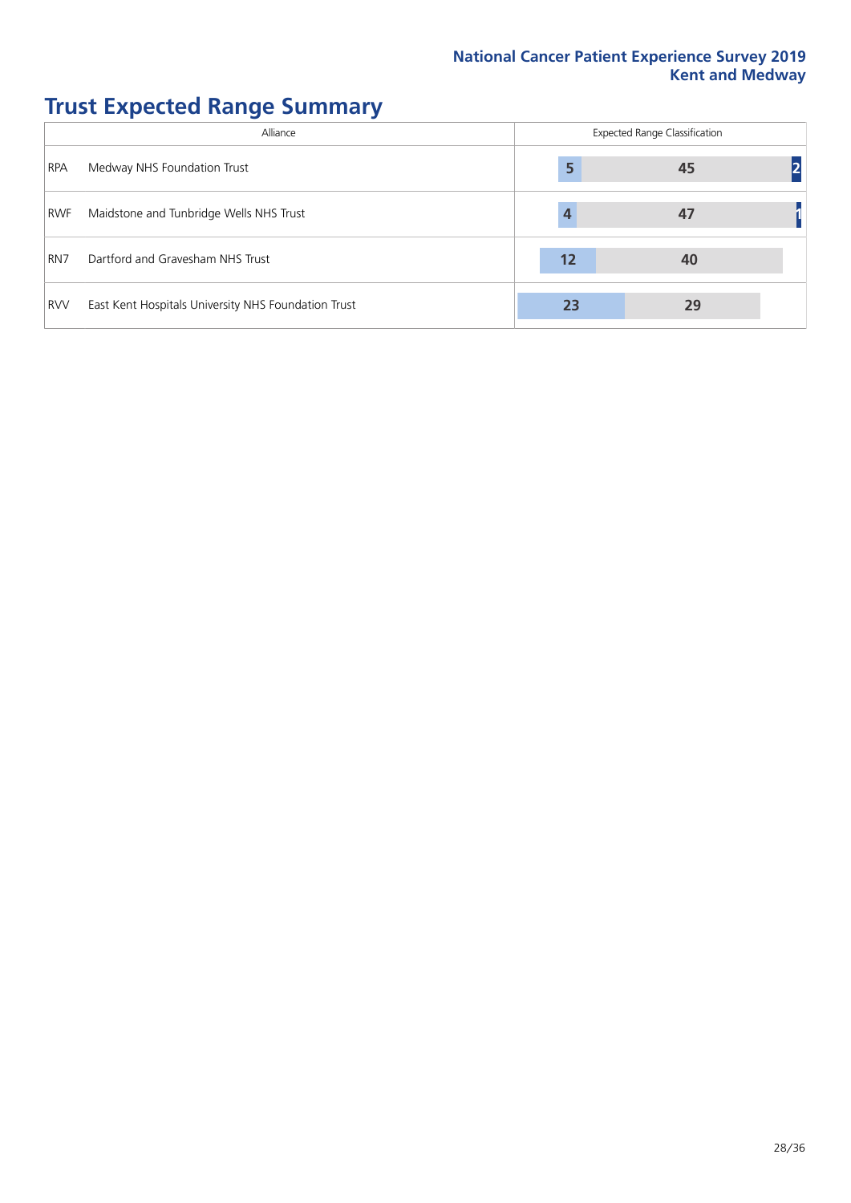# Trust Expected Range Summary

| | Alliance | Expected Range Classification | | |
|---|---|---|---|---|
| RPA | Medway NHS Foundation Trust | 5 | 45 | 2 |
| RWF | Maidstone and Tunbridge Wells NHS Trust | 4 | 47 | 1 |
| RN7 | Dartford and Gravesham NHS Trust | 12 | 40 | |
| RVV | East Kent Hospitals University NHS Foundation Trust | 23 | 29 | |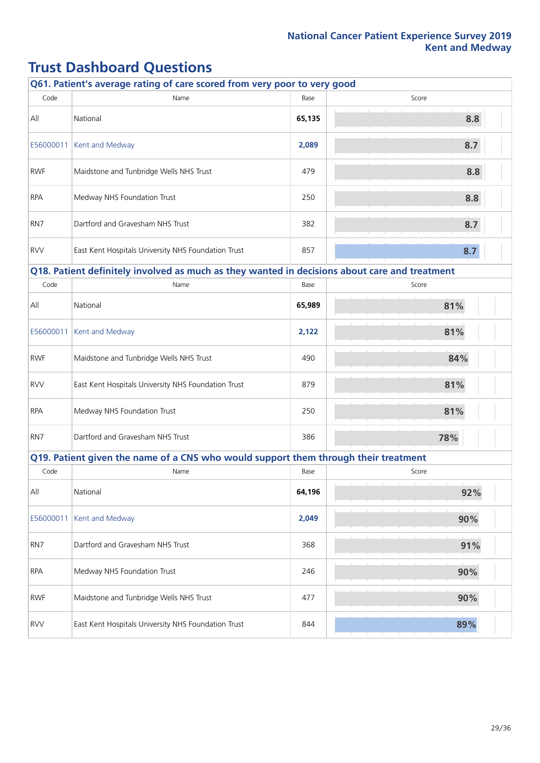# Trust Dashboard Questions

## Q61. Patient's average rating of care scored from very poor to very good

| Code | Name | Base | Score |
|---|---|---|---|
| All | National | **65,135** | 8.8 |
| E56000011 | Kent and Medway | **2,089** | 8.7 |
| RWF | Maidstone and Tunbridge Wells NHS Trust | 479 | 8.8 |
| RPA | Medway NHS Foundation Trust | 250 | 8.8 |
| RN7 | Dartford and Gravesham NHS Trust | 382 | 8.7 |
| RVV | East Kent Hospitals University NHS Foundation Trust | 857 | 8.7 |

## Q18. Patient definitely involved as much as they wanted in decisions about care and treatment

| Code | Name | Base | Score |
|---|---|---|---|
| All | National | **65,989** | 81% |
| E56000011 | Kent and Medway | **2,122** | 81% |
| RWF | Maidstone and Tunbridge Wells NHS Trust | 490 | 84% |
| RVV | East Kent Hospitals University NHS Foundation Trust | 879 | 81% |
| RPA | Medway NHS Foundation Trust | 250 | 81% |
| RN7 | Dartford and Gravesham NHS Trust | 386 | 78% |

## Q19. Patient given the name of a CNS who would support them through their treatment

| Code | Name | Base | Score |
|---|---|---|---|
| All | National | **64,196** | 92% |
| E56000011 | Kent and Medway | **2,049** | 90% |
| RN7 | Dartford and Gravesham NHS Trust | 368 | 91% |
| RPA | Medway NHS Foundation Trust | 246 | 90% |
| RWF | Maidstone and Tunbridge Wells NHS Trust | 477 | 90% |
| RVV | East Kent Hospitals University NHS Foundation Trust | 844 | 89% |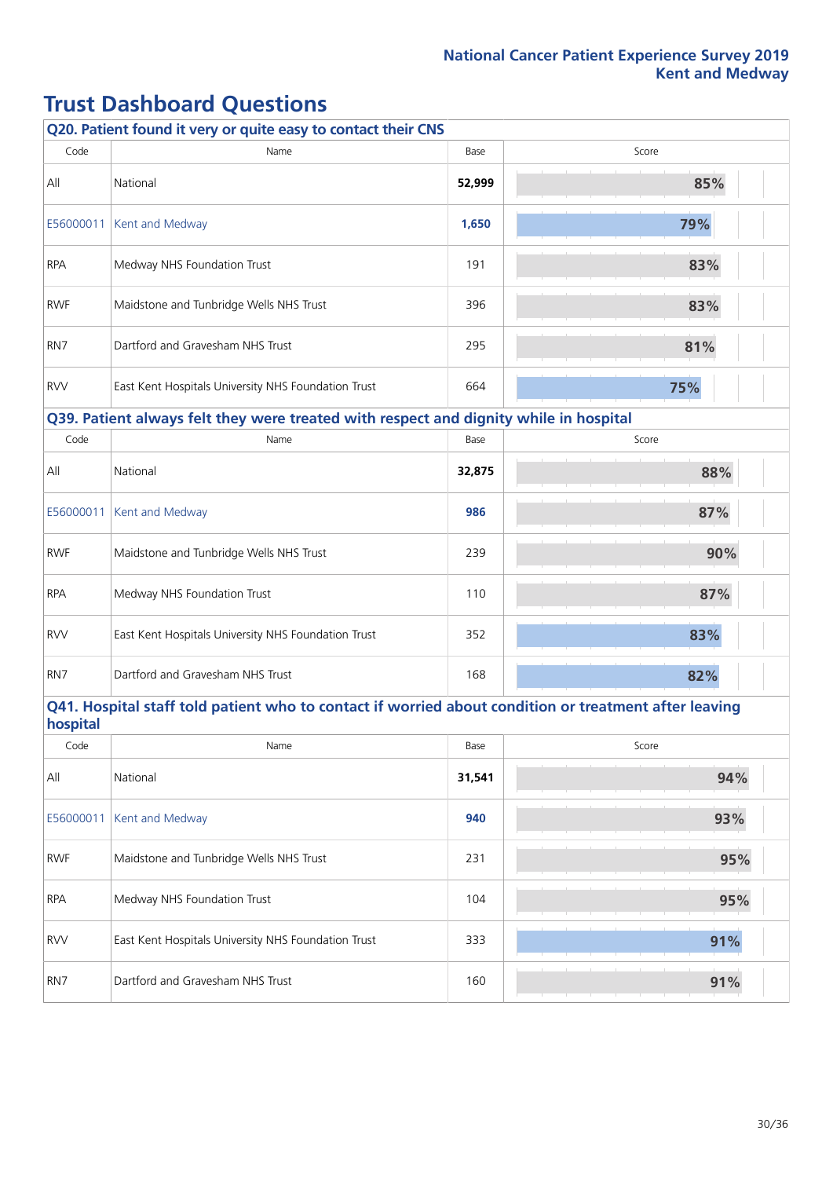# Trust Dashboard Questions

## Q20. Patient found it very or quite easy to contact their CNS

| Code | Name | Base | Score |
|---|---|---|---|
| All | National | **52,999** | 85% |
| E56000011 | Kent and Medway | **1,650** | 79% |
| RPA | Medway NHS Foundation Trust | 191 | 83% |
| RWF | Maidstone and Tunbridge Wells NHS Trust | 396 | 83% |
| RN7 | Dartford and Gravesham NHS Trust | 295 | 81% |
| RVV | East Kent Hospitals University NHS Foundation Trust | 664 | 75% |

## Q39. Patient always felt they were treated with respect and dignity while in hospital

| Code | Name | Base | Score |
|---|---|---|---|
| All | National | **32,875** | 88% |
| E56000011 | Kent and Medway | **986** | 87% |
| RWF | Maidstone and Tunbridge Wells NHS Trust | 239 | 90% |
| RPA | Medway NHS Foundation Trust | 110 | 87% |
| RVV | East Kent Hospitals University NHS Foundation Trust | 352 | 83% |
| RN7 | Dartford and Gravesham NHS Trust | 168 | 82% |

## Q41. Hospital staff told patient who to contact if worried about condition or treatment after leaving hospital

| Code | Name | Base | Score |
|---|---|---|---|
| All | National | **31,541** | 94% |
| E56000011 | Kent and Medway | **940** | 93% |
| RWF | Maidstone and Tunbridge Wells NHS Trust | 231 | 95% |
| RPA | Medway NHS Foundation Trust | 104 | 95% |
| RVV | East Kent Hospitals University NHS Foundation Trust | 333 | 91% |
| RN7 | Dartford and Gravesham NHS Trust | 160 | 91% |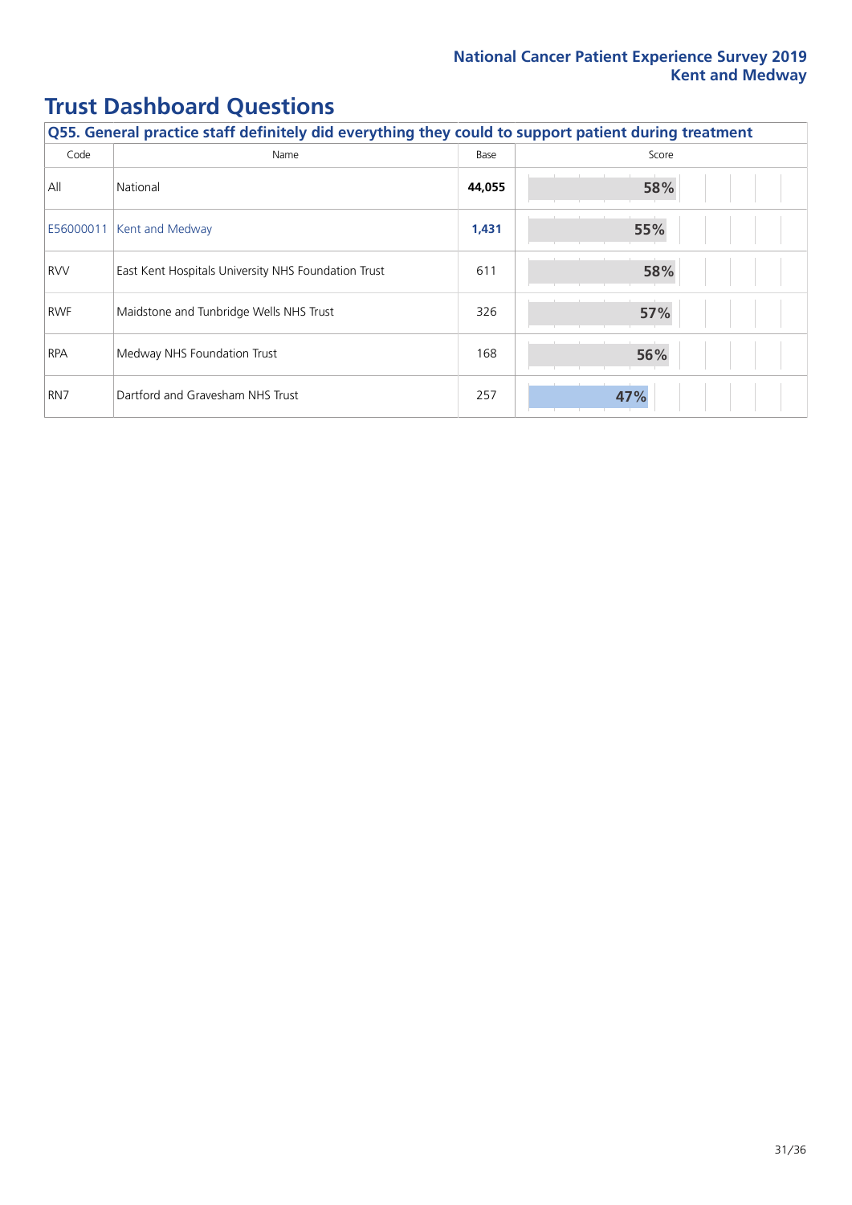# Trust Dashboard Questions

| Q55. General practice staff definitely did everything they could to support patient during treatment | | | |
|---|---|---|---|
| Code | Name | Base | Score |
| All | National | **44,055** | 58% |
| E56000011 | Kent and Medway | **1,431** | 55% |
| RVV | East Kent Hospitals University NHS Foundation Trust | 611 | 58% |
| RWF | Maidstone and Tunbridge Wells NHS Trust | 326 | 57% |
| RPA | Medway NHS Foundation Trust | 168 | 56% |
| RN7 | Dartford and Gravesham NHS Trust | 257 | 47% |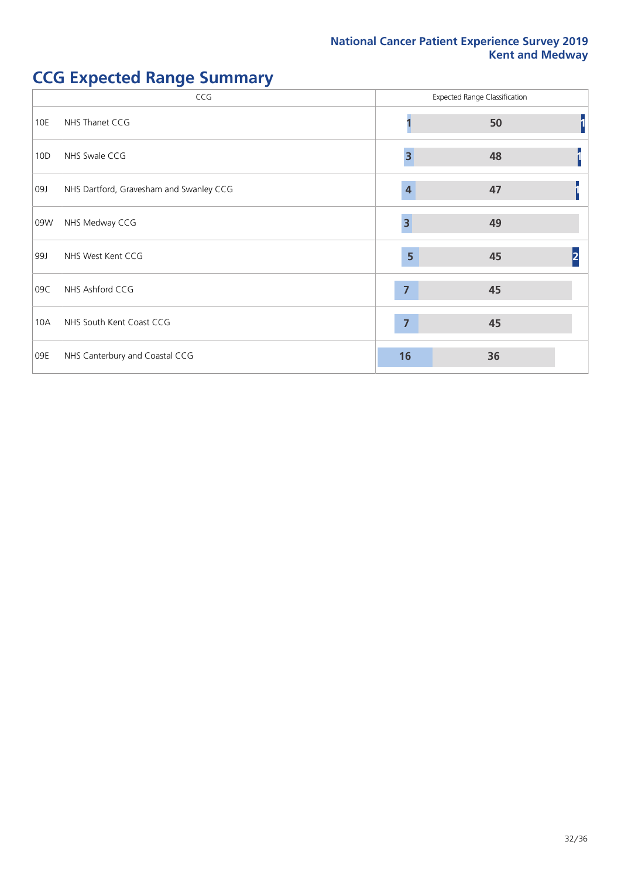# CCG Expected Range Summary

| CCG | | Expected Range Classification | | |
|---|---|---|---|---|
| 10E | NHS Thanet CCG | 1 | 50 | 1 |
| 10D | NHS Swale CCG | 3 | 48 | 1 |
| 09J | NHS Dartford, Gravesham and Swanley CCG | 4 | 47 | 1 |
| 09W | NHS Medway CCG | 3 | 49 | |
| 99J | NHS West Kent CCG | 5 | 45 | 2 |
| 09C | NHS Ashford CCG | 7 | 45 | |
| 10A | NHS South Kent Coast CCG | 7 | 45 | |
| 09E | NHS Canterbury and Coastal CCG | 16 | 36 | |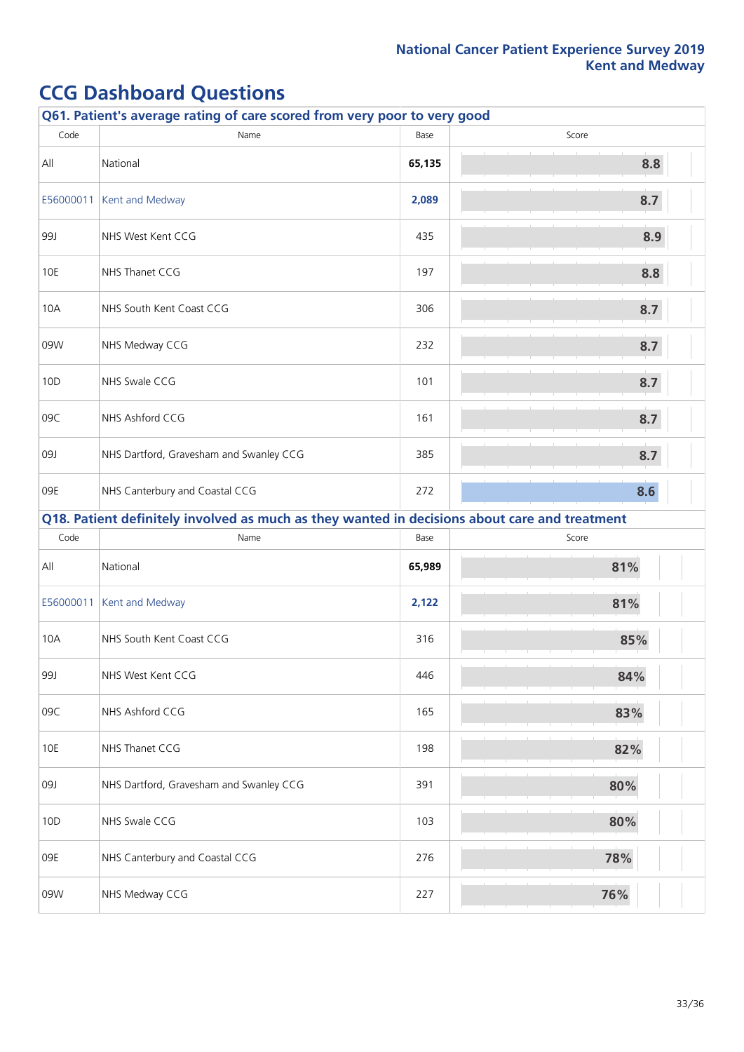# CCG Dashboard Questions

## Q61. Patient's average rating of care scored from very poor to very good

| Code | Name | Base | Score |
|---|---|---|---|
| All | National | **65,135** | 8.8 |
| E56000011 | Kent and Medway | **2,089** | 8.7 |
| 99J | NHS West Kent CCG | 435 | 8.9 |
| 10E | NHS Thanet CCG | 197 | 8.8 |
| 10A | NHS South Kent Coast CCG | 306 | 8.7 |
| 09W | NHS Medway CCG | 232 | 8.7 |
| 10D | NHS Swale CCG | 101 | 8.7 |
| 09C | NHS Ashford CCG | 161 | 8.7 |
| 09J | NHS Dartford, Gravesham and Swanley CCG | 385 | 8.7 |
| 09E | NHS Canterbury and Coastal CCG | 272 | 8.6 |

## Q18. Patient definitely involved as much as they wanted in decisions about care and treatment

| Code | Name | Base | Score |
|---|---|---|---|
| All | National | **65,989** | 81% |
| E56000011 | Kent and Medway | **2,122** | 81% |
| 10A | NHS South Kent Coast CCG | 316 | 85% |
| 99J | NHS West Kent CCG | 446 | 84% |
| 09C | NHS Ashford CCG | 165 | 83% |
| 10E | NHS Thanet CCG | 198 | 82% |
| 09J | NHS Dartford, Gravesham and Swanley CCG | 391 | 80% |
| 10D | NHS Swale CCG | 103 | 80% |
| 09E | NHS Canterbury and Coastal CCG | 276 | 78% |
| 09W | NHS Medway CCG | 227 | 76% |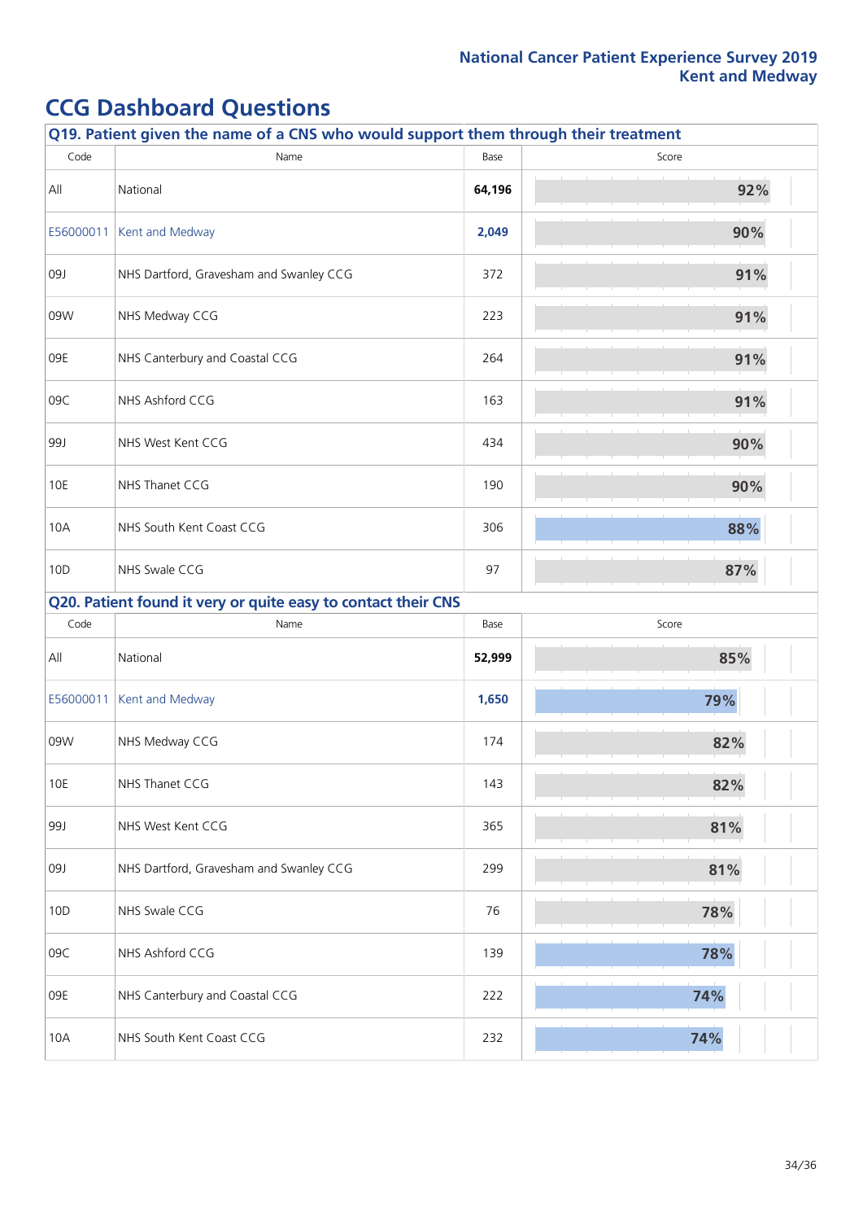# CCG Dashboard Questions

## Q19. Patient given the name of a CNS who would support them through their treatment

| Code | Name | Base | Score |
|---|---|---|---|
| All | National | **64,196** | 92% |
| E56000011 | Kent and Medway | **2,049** | 90% |
| 09J | NHS Dartford, Gravesham and Swanley CCG | 372 | 91% |
| 09W | NHS Medway CCG | 223 | 91% |
| 09E | NHS Canterbury and Coastal CCG | 264 | 91% |
| 09C | NHS Ashford CCG | 163 | 91% |
| 99J | NHS West Kent CCG | 434 | 90% |
| 10E | NHS Thanet CCG | 190 | 90% |
| 10A | NHS South Kent Coast CCG | 306 | 88% |
| 10D | NHS Swale CCG | 97 | 87% |

## Q20. Patient found it very or quite easy to contact their CNS

| Code | Name | Base | Score |
|---|---|---|---|
| All | National | **52,999** | 85% |
| E56000011 | Kent and Medway | **1,650** | 79% |
| 09W | NHS Medway CCG | 174 | 82% |
| 10E | NHS Thanet CCG | 143 | 82% |
| 99J | NHS West Kent CCG | 365 | 81% |
| 09J | NHS Dartford, Gravesham and Swanley CCG | 299 | 81% |
| 10D | NHS Swale CCG | 76 | 78% |
| 09C | NHS Ashford CCG | 139 | 78% |
| 09E | NHS Canterbury and Coastal CCG | 222 | 74% |
| 10A | NHS South Kent Coast CCG | 232 | 74% |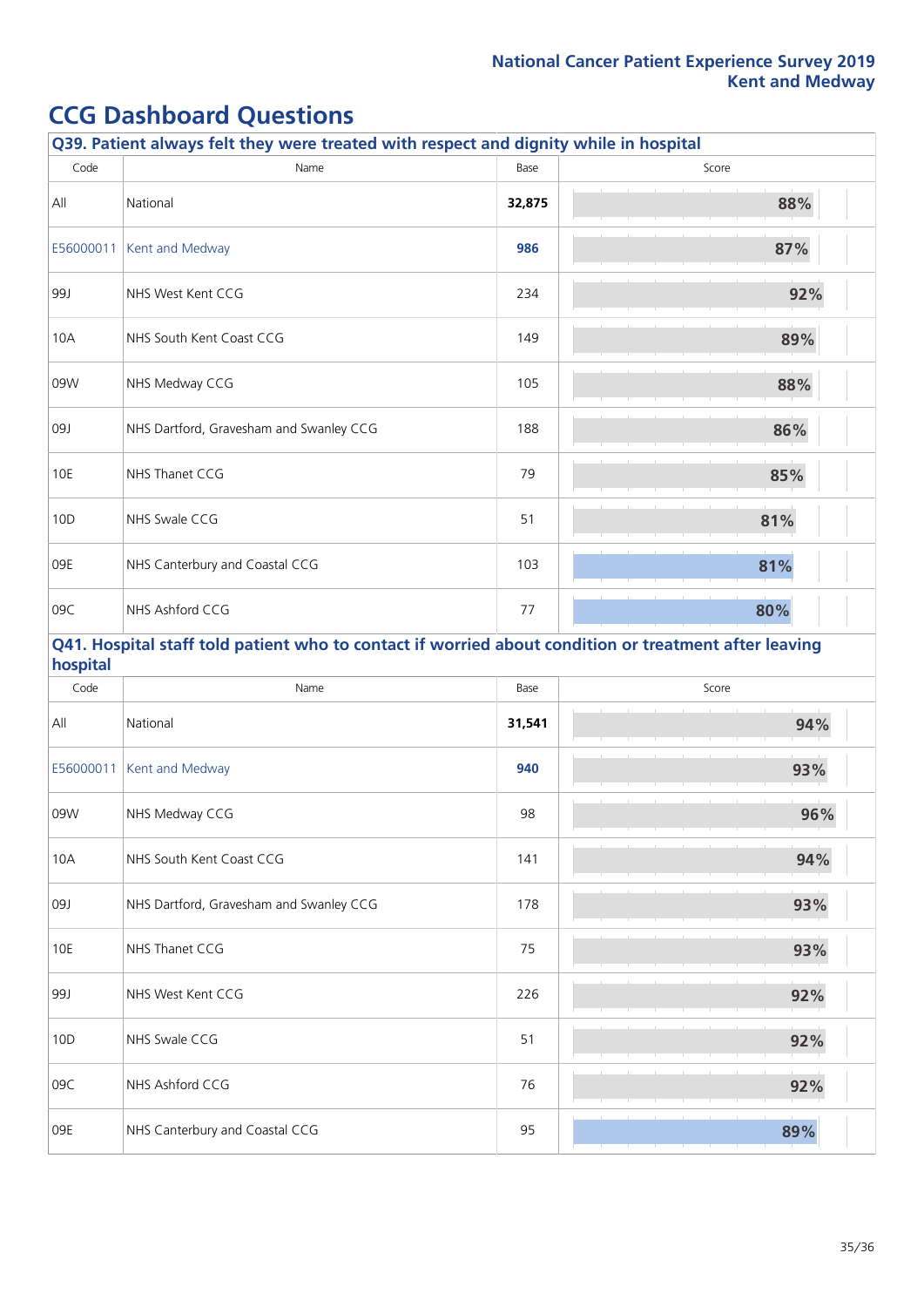## CCG Dashboard Questions

### Q39. Patient always felt they were treated with respect and dignity while in hospital

| Code | Name | Base | Score |
|---|---|---|---|
| All | National | **32,875** | 88% |
| E56000011 | Kent and Medway | **986** | 87% |
| 99J | NHS West Kent CCG | 234 | 92% |
| 10A | NHS South Kent Coast CCG | 149 | 89% |
| 09W | NHS Medway CCG | 105 | 88% |
| 09J | NHS Dartford, Gravesham and Swanley CCG | 188 | 86% |
| 10E | NHS Thanet CCG | 79 | 85% |
| 10D | NHS Swale CCG | 51 | 81% |
| 09E | NHS Canterbury and Coastal CCG | 103 | 81% |
| 09C | NHS Ashford CCG | 77 | 80% |

### Q41. Hospital staff told patient who to contact if worried about condition or treatment after leaving hospital

| Code | Name | Base | Score |
|---|---|---|---|
| All | National | **31,541** | 94% |
| E56000011 | Kent and Medway | **940** | 93% |
| 09W | NHS Medway CCG | 98 | 96% |
| 10A | NHS South Kent Coast CCG | 141 | 94% |
| 09J | NHS Dartford, Gravesham and Swanley CCG | 178 | 93% |
| 10E | NHS Thanet CCG | 75 | 93% |
| 99J | NHS West Kent CCG | 226 | 92% |
| 10D | NHS Swale CCG | 51 | 92% |
| 09C | NHS Ashford CCG | 76 | 92% |
| 09E | NHS Canterbury and Coastal CCG | 95 | 89% |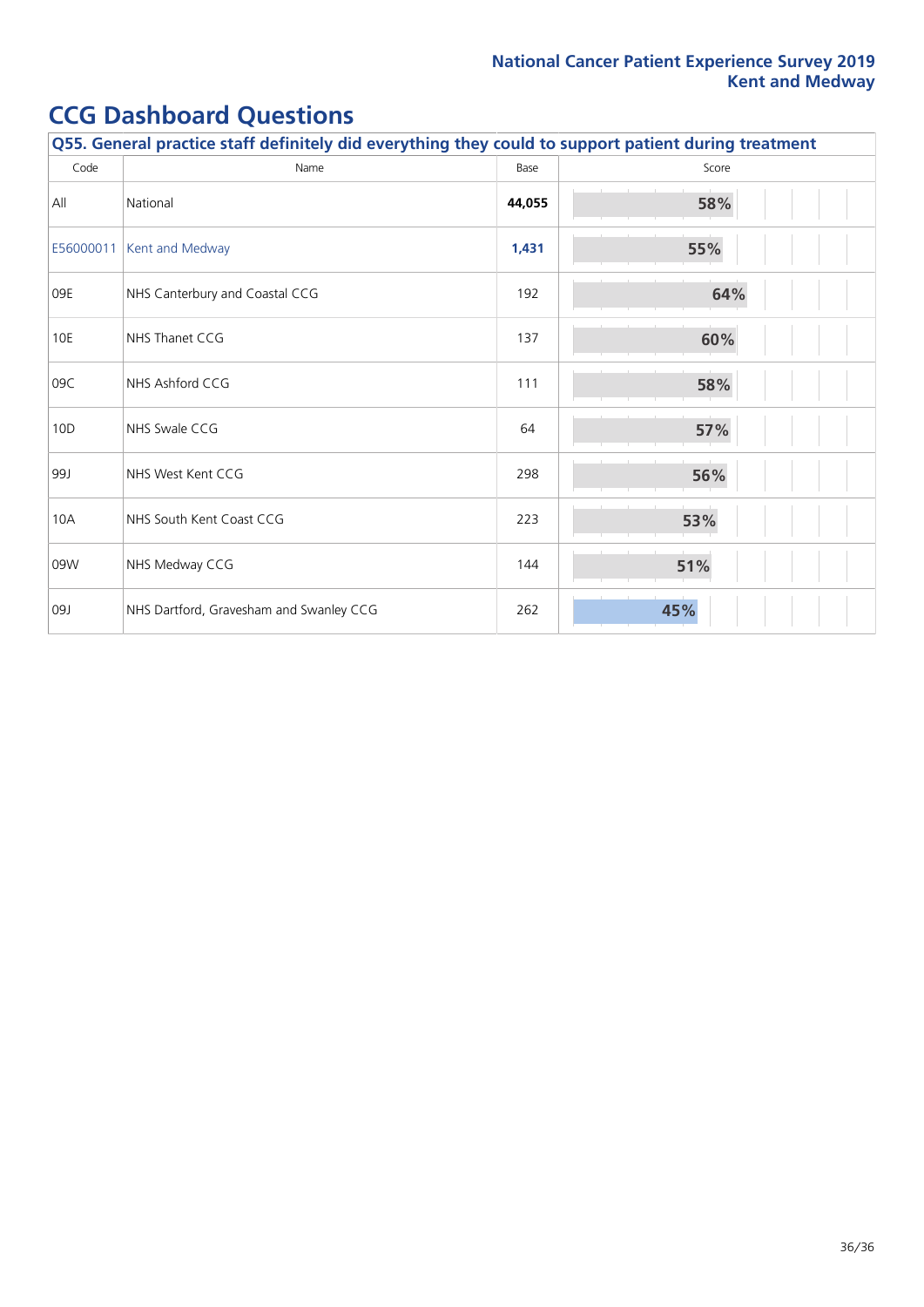## CCG Dashboard Questions

| Q55. General practice staff definitely did everything they could to support patient during treatment | | | |
|---|---|---|---|
| Code | Name | Base | Score |
| All | National | **44,055** | 58% |
| E56000011 | Kent and Medway | **1,431** | 55% |
| 09E | NHS Canterbury and Coastal CCG | 192 | 64% |
| 10E | NHS Thanet CCG | 137 | 60% |
| 09C | NHS Ashford CCG | 111 | 58% |
| 10D | NHS Swale CCG | 64 | 57% |
| 99J | NHS West Kent CCG | 298 | 56% |
| 10A | NHS South Kent Coast CCG | 223 | 53% |
| 09W | NHS Medway CCG | 144 | 51% |
| 09J | NHS Dartford, Gravesham and Swanley CCG | 262 | 45% |